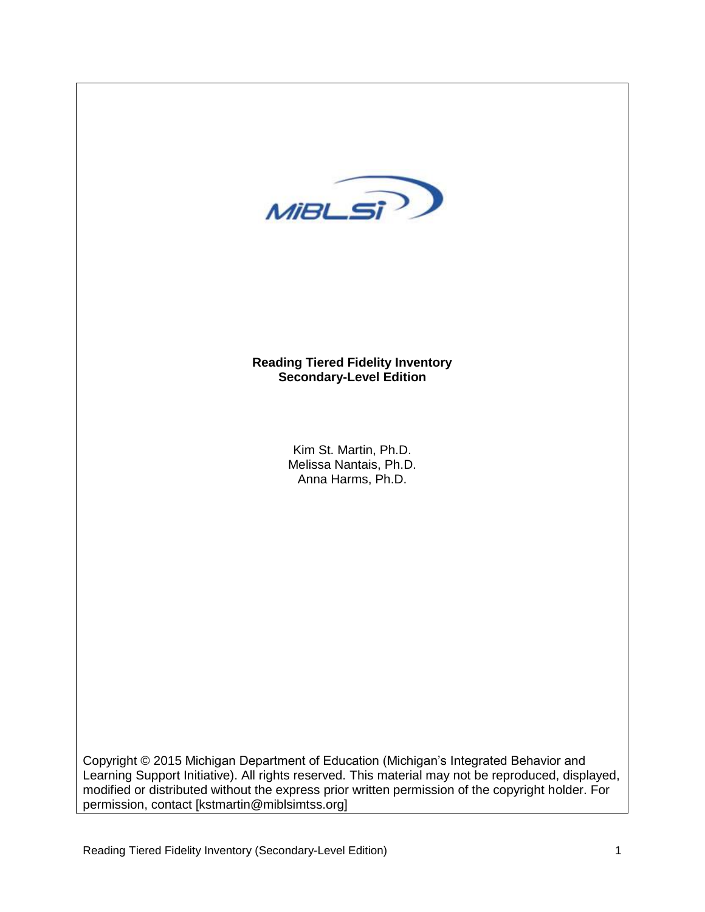MiBLSi

**Reading Tiered Fidelity Inventory**
**Secondary-Level Edition**

Kim St. Martin, Ph.D.
Melissa Nantais, Ph.D.
Anna Harms, Ph.D.

Copyright © 2015 Michigan Department of Education (Michigan's Integrated Behavior and Learning Support Initiative). All rights reserved. This material may not be reproduced, displayed, modified or distributed without the express prior written permission of the copyright holder. For permission, contact [kstmartin@miblsimtss.org]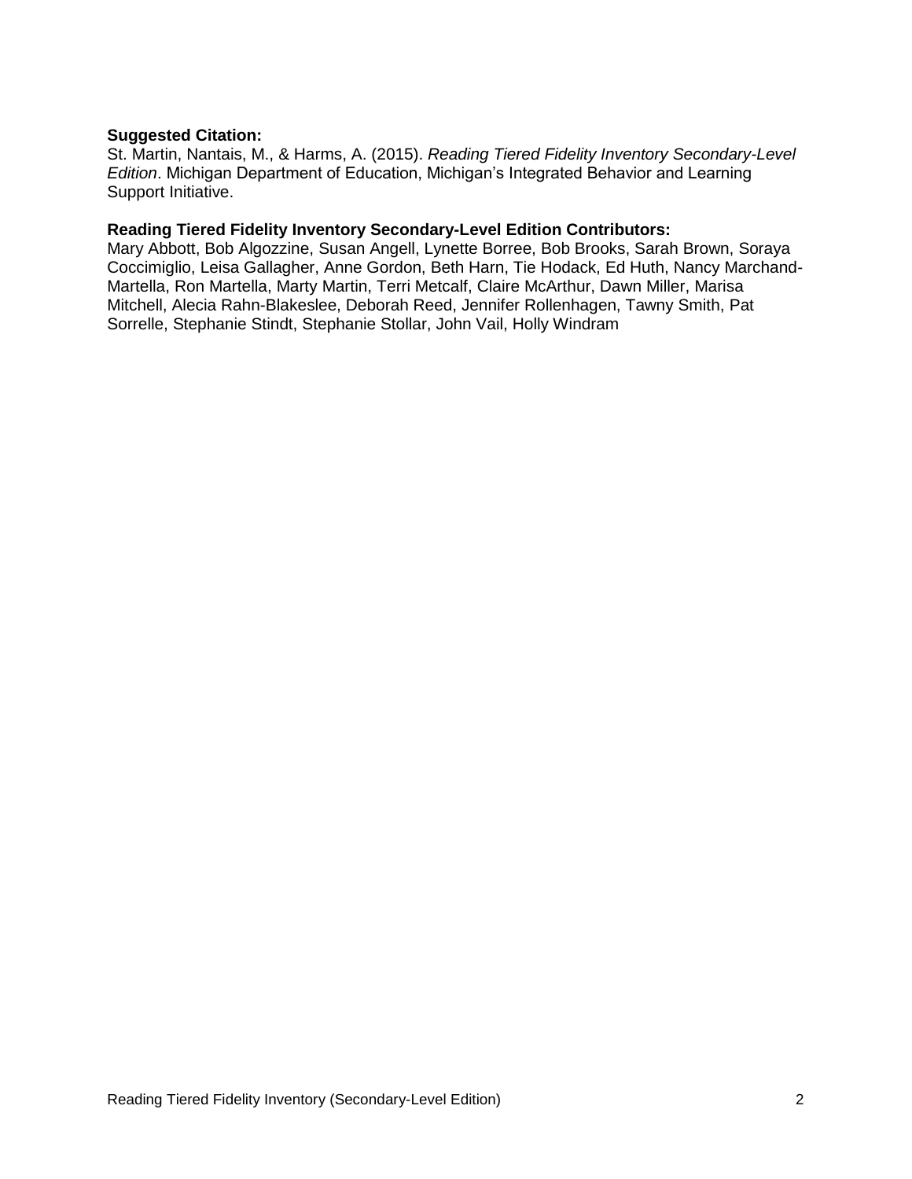**Suggested Citation:**

St. Martin, Nantais, M., & Harms, A. (2015). *Reading Tiered Fidelity Inventory Secondary-Level Edition*. Michigan Department of Education, Michigan's Integrated Behavior and Learning Support Initiative.

**Reading Tiered Fidelity Inventory Secondary-Level Edition Contributors:**

Mary Abbott, Bob Algozzine, Susan Angell, Lynette Borree, Bob Brooks, Sarah Brown, Soraya Coccimiglio, Leisa Gallagher, Anne Gordon, Beth Harn, Tie Hodack, Ed Huth, Nancy Marchand-Martella, Ron Martella, Marty Martin, Terri Metcalf, Claire McArthur, Dawn Miller, Marisa Mitchell, Alecia Rahn-Blakeslee, Deborah Reed, Jennifer Rollenhagen, Tawny Smith, Pat Sorrelle, Stephanie Stindt, Stephanie Stollar, John Vail, Holly Windram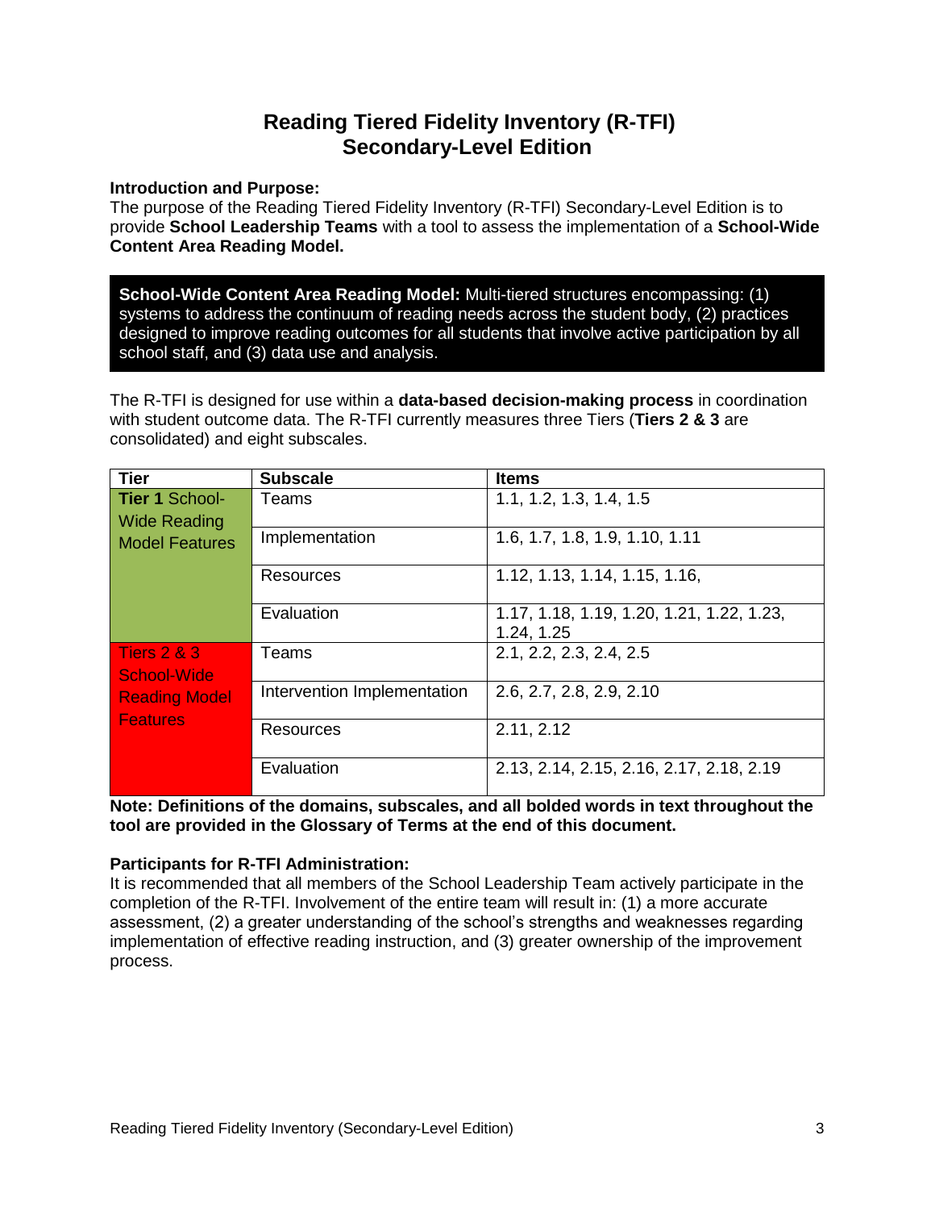# Reading Tiered Fidelity Inventory (R-TFI)
# Secondary-Level Edition

**Introduction and Purpose:**
The purpose of the Reading Tiered Fidelity Inventory (R-TFI) Secondary-Level Edition is to provide **School Leadership Teams** with a tool to assess the implementation of a **School-Wide Content Area Reading Model.**

**School-Wide Content Area Reading Model:** Multi-tiered structures encompassing: (1) systems to address the continuum of reading needs across the student body, (2) practices designed to improve reading outcomes for all students that involve active participation by all school staff, and (3) data use and analysis.

The R-TFI is designed for use within a **data-based decision-making process** in coordination with student outcome data. The R-TFI currently measures three Tiers (**Tiers 2 & 3** are consolidated) and eight subscales.

| Tier | Subscale | Items |
| --- | --- | --- |
| **Tier 1** School-Wide Reading Model Features | Teams | 1.1, 1.2, 1.3, 1.4, 1.5 |
| | Implementation | 1.6, 1.7, 1.8, 1.9, 1.10, 1.11 |
| | Resources | 1.12, 1.13, 1.14, 1.15, 1.16, |
| | Evaluation | 1.17, 1.18, 1.19, 1.20, 1.21, 1.22, 1.23, 1.24, 1.25 |
| Tiers 2 & 3 School-Wide Reading Model Features | Teams | 2.1, 2.2, 2.3, 2.4, 2.5 |
| | Intervention Implementation | 2.6, 2.7, 2.8, 2.9, 2.10 |
| | Resources | 2.11, 2.12 |
| | Evaluation | 2.13, 2.14, 2.15, 2.16, 2.17, 2.18, 2.19 |

**Note: Definitions of the domains, subscales, and all bolded words in text throughout the tool are provided in the Glossary of Terms at the end of this document.**

**Participants for R-TFI Administration:**
It is recommended that all members of the School Leadership Team actively participate in the completion of the R-TFI. Involvement of the entire team will result in: (1) a more accurate assessment, (2) a greater understanding of the school's strengths and weaknesses regarding implementation of effective reading instruction, and (3) greater ownership of the improvement process.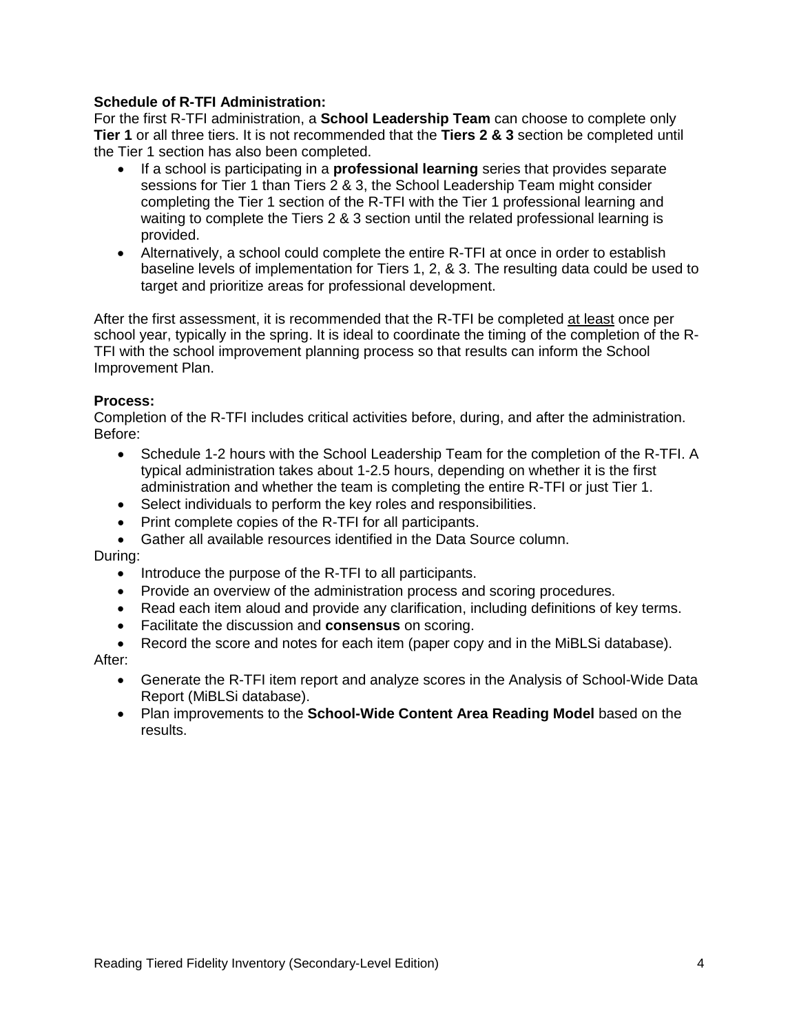**Schedule of R-TFI Administration:**
For the first R-TFI administration, a **School Leadership Team** can choose to complete only **Tier 1** or all three tiers. It is not recommended that the **Tiers 2 & 3** section be completed until the Tier 1 section has also been completed.

- If a school is participating in a **professional learning** series that provides separate sessions for Tier 1 than Tiers 2 & 3, the School Leadership Team might consider completing the Tier 1 section of the R-TFI with the Tier 1 professional learning and waiting to complete the Tiers 2 & 3 section until the related professional learning is provided.
- Alternatively, a school could complete the entire R-TFI at once in order to establish baseline levels of implementation for Tiers 1, 2, & 3. The resulting data could be used to target and prioritize areas for professional development.

After the first assessment, it is recommended that the R-TFI be completed <u>at least</u> once per school year, typically in the spring. It is ideal to coordinate the timing of the completion of the R-TFI with the school improvement planning process so that results can inform the School Improvement Plan.

**Process:**
Completion of the R-TFI includes critical activities before, during, and after the administration.
Before:

- Schedule 1-2 hours with the School Leadership Team for the completion of the R-TFI. A typical administration takes about 1-2.5 hours, depending on whether it is the first administration and whether the team is completing the entire R-TFI or just Tier 1.
- Select individuals to perform the key roles and responsibilities.
- Print complete copies of the R-TFI for all participants.
- Gather all available resources identified in the Data Source column.

During:

- Introduce the purpose of the R-TFI to all participants.
- Provide an overview of the administration process and scoring procedures.
- Read each item aloud and provide any clarification, including definitions of key terms.
- Facilitate the discussion and **consensus** on scoring.
- Record the score and notes for each item (paper copy and in the MiBLSi database).

After:

- Generate the R-TFI item report and analyze scores in the Analysis of School-Wide Data Report (MiBLSi database).
- Plan improvements to the **School-Wide Content Area Reading Model** based on the results.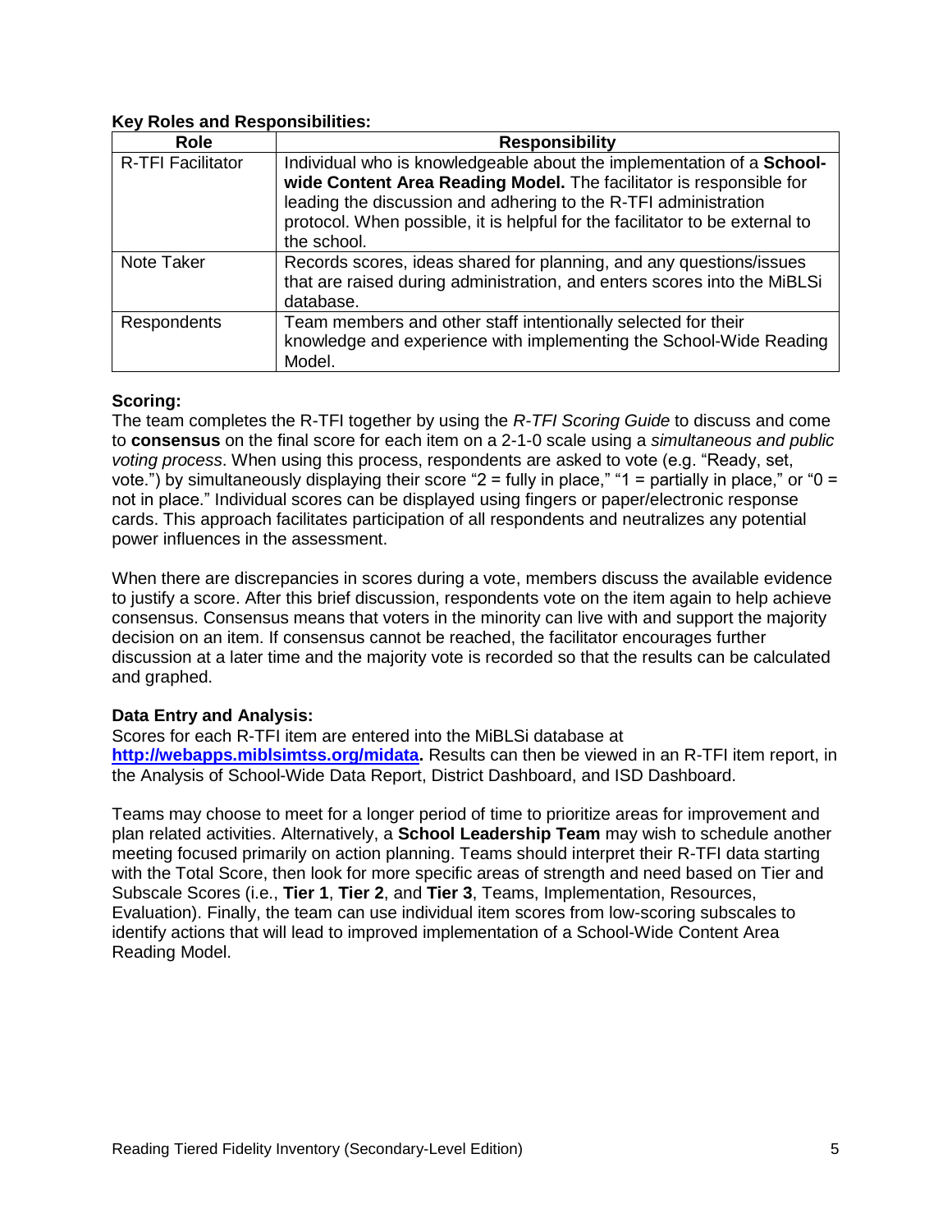**Key Roles and Responsibilities:**

| Role | Responsibility |
| --- | --- |
| R-TFI Facilitator | Individual who is knowledgeable about the implementation of a **School-wide Content Area Reading Model.** The facilitator is responsible for leading the discussion and adhering to the R-TFI administration protocol. When possible, it is helpful for the facilitator to be external to the school. |
| Note Taker | Records scores, ideas shared for planning, and any questions/issues that are raised during administration, and enters scores into the MiBLSi database. |
| Respondents | Team members and other staff intentionally selected for their knowledge and experience with implementing the School-Wide Reading Model. |

**Scoring:**

The team completes the R-TFI together by using the *R-TFI Scoring Guide* to discuss and come to **consensus** on the final score for each item on a 2-1-0 scale using a *simultaneous and public voting process*. When using this process, respondents are asked to vote (e.g. "Ready, set, vote.") by simultaneously displaying their score "2 = fully in place," "1 = partially in place," or "0 = not in place." Individual scores can be displayed using fingers or paper/electronic response cards. This approach facilitates participation of all respondents and neutralizes any potential power influences in the assessment.

When there are discrepancies in scores during a vote, members discuss the available evidence to justify a score. After this brief discussion, respondents vote on the item again to help achieve consensus. Consensus means that voters in the minority can live with and support the majority decision on an item. If consensus cannot be reached, the facilitator encourages further discussion at a later time and the majority vote is recorded so that the results can be calculated and graphed.

**Data Entry and Analysis:**

Scores for each R-TFI item are entered into the MiBLSi database at **http://webapps.miblsimtss.org/midata.** Results can then be viewed in an R-TFI item report, in the Analysis of School-Wide Data Report, District Dashboard, and ISD Dashboard.

Teams may choose to meet for a longer period of time to prioritize areas for improvement and plan related activities. Alternatively, a **School Leadership Team** may wish to schedule another meeting focused primarily on action planning. Teams should interpret their R-TFI data starting with the Total Score, then look for more specific areas of strength and need based on Tier and Subscale Scores (i.e., **Tier 1**, **Tier 2**, and **Tier 3**, Teams, Implementation, Resources, Evaluation). Finally, the team can use individual item scores from low-scoring subscales to identify actions that will lead to improved implementation of a School-Wide Content Area Reading Model.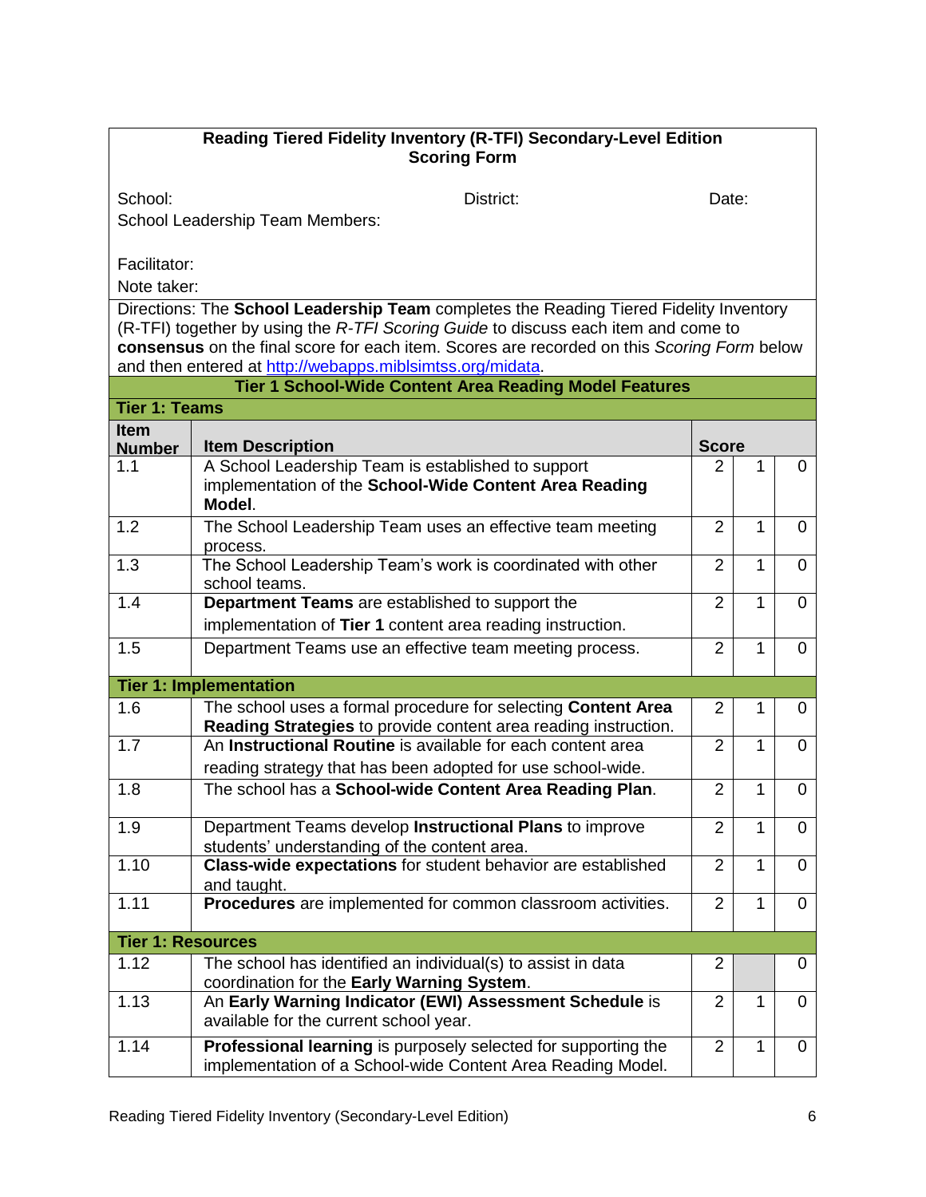**Reading Tiered Fidelity Inventory (R-TFI) Secondary-Level Edition**
**Scoring Form**

School: District: Date:

School Leadership Team Members:

Facilitator:

Note taker:

Directions: The **School Leadership Team** completes the Reading Tiered Fidelity Inventory (R-TFI) together by using the *R-TFI Scoring Guide* to discuss each item and come to **consensus** on the final score for each item. Scores are recorded on this *Scoring Form* below and then entered at http://webapps.miblsimtss.org/midata.

| **Tier 1 School-Wide Content Area Reading Model Features** | | | | |
|---|---|---|---|---|
| **Tier 1: Teams** | | | | |
| **Item Number** | **Item Description** | **Score** | | |
| 1.1 | A School Leadership Team is established to support implementation of the **School-Wide Content Area Reading Model**. | 2 | 1 | 0 |
| 1.2 | The School Leadership Team uses an effective team meeting process. | 2 | 1 | 0 |
| 1.3 | The School Leadership Team's work is coordinated with other school teams. | 2 | 1 | 0 |
| 1.4 | **Department Teams** are established to support the implementation of **Tier 1** content area reading instruction. | 2 | 1 | 0 |
| 1.5 | Department Teams use an effective team meeting process. | 2 | 1 | 0 |
| **Tier 1: Implementation** | | | | |
| 1.6 | The school uses a formal procedure for selecting **Content Area Reading Strategies** to provide content area reading instruction. | 2 | 1 | 0 |
| 1.7 | An **Instructional Routine** is available for each content area reading strategy that has been adopted for use school-wide. | 2 | 1 | 0 |
| 1.8 | The school has a **School-wide Content Area Reading Plan**. | 2 | 1 | 0 |
| 1.9 | Department Teams develop **Instructional Plans** to improve students' understanding of the content area. | 2 | 1 | 0 |
| 1.10 | **Class-wide expectations** for student behavior are established and taught. | 2 | 1 | 0 |
| 1.11 | **Procedures** are implemented for common classroom activities. | 2 | 1 | 0 |
| **Tier 1: Resources** | | | | |
| 1.12 | The school has identified an individual(s) to assist in data coordination for the **Early Warning System**. | 2 | | 0 |
| 1.13 | An **Early Warning Indicator (EWI) Assessment Schedule** is available for the current school year. | 2 | 1 | 0 |
| 1.14 | **Professional learning** is purposely selected for supporting the implementation of a School-wide Content Area Reading Model. | 2 | 1 | 0 |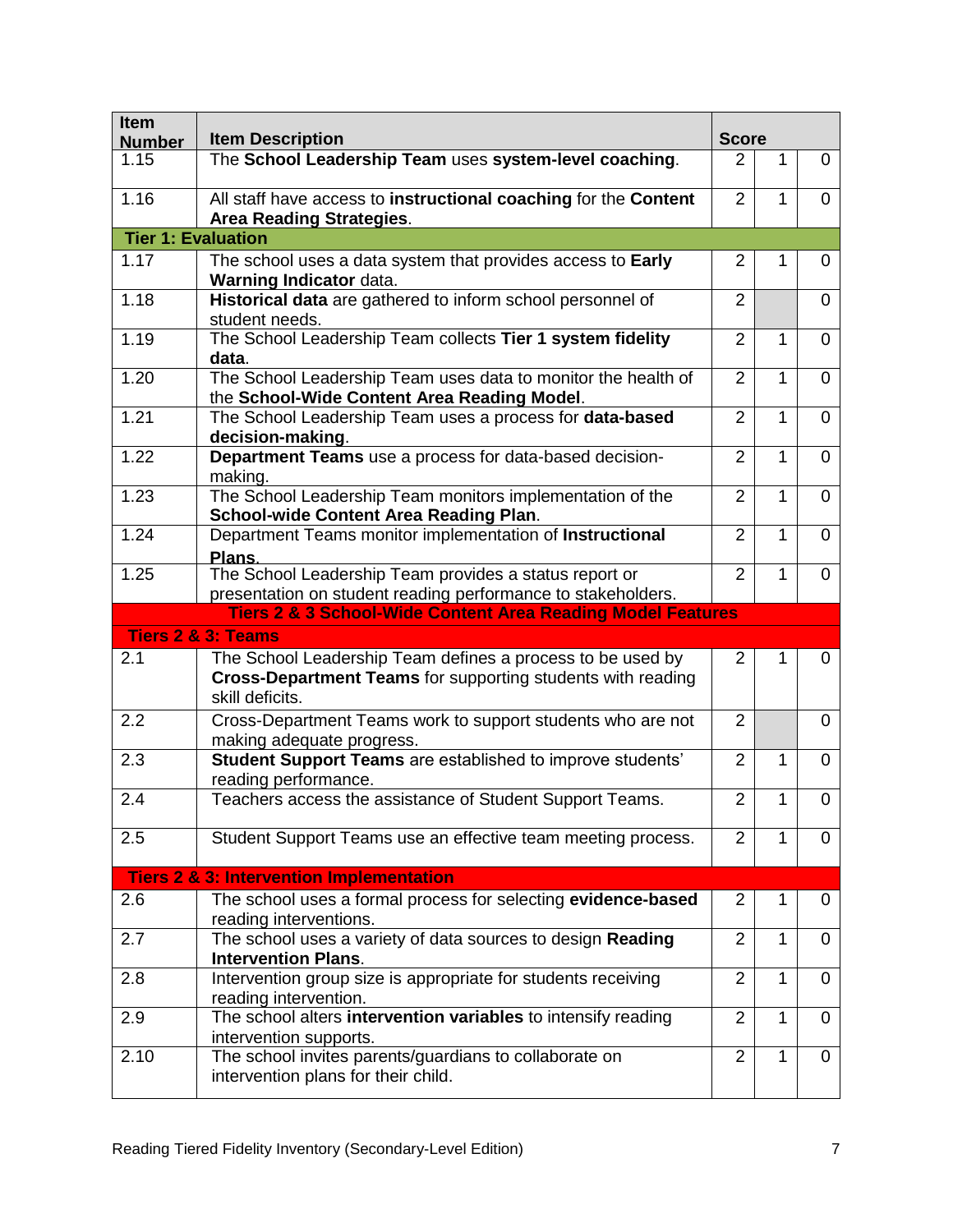| Item Number | Item Description | Score | | |
|---|---|---|---|---|
| 1.15 | The **School Leadership Team** uses **system-level coaching**. | 2 | 1 | 0 |
| 1.16 | All staff have access to **instructional coaching** for the **Content Area Reading Strategies**. | 2 | 1 | 0 |
| **Tier 1: Evaluation** | | | | |
| 1.17 | The school uses a data system that provides access to **Early Warning Indicator** data. | 2 | 1 | 0 |
| 1.18 | **Historical data** are gathered to inform school personnel of student needs. | 2 | | 0 |
| 1.19 | The School Leadership Team collects **Tier 1 system fidelity data**. | 2 | 1 | 0 |
| 1.20 | The School Leadership Team uses data to monitor the health of the **School-Wide Content Area Reading Model**. | 2 | 1 | 0 |
| 1.21 | The School Leadership Team uses a process for **data-based decision-making**. | 2 | 1 | 0 |
| 1.22 | **Department Teams** use a process for data-based decision-making. | 2 | 1 | 0 |
| 1.23 | The School Leadership Team monitors implementation of the **School-wide Content Area Reading Plan**. | 2 | 1 | 0 |
| 1.24 | Department Teams monitor implementation of **Instructional Plans**. | 2 | 1 | 0 |
| 1.25 | The School Leadership Team provides a status report or presentation on student reading performance to stakeholders. | 2 | 1 | 0 |
| **Tiers 2 & 3 School-Wide Content Area Reading Model Features** | | | | |
| **Tiers 2 & 3: Teams** | | | | |
| 2.1 | The School Leadership Team defines a process to be used by **Cross-Department Teams** for supporting students with reading skill deficits. | 2 | 1 | 0 |
| 2.2 | Cross-Department Teams work to support students who are not making adequate progress. | 2 | | 0 |
| 2.3 | **Student Support Teams** are established to improve students' reading performance. | 2 | 1 | 0 |
| 2.4 | Teachers access the assistance of Student Support Teams. | 2 | 1 | 0 |
| 2.5 | Student Support Teams use an effective team meeting process. | 2 | 1 | 0 |
| **Tiers 2 & 3: Intervention Implementation** | | | | |
| 2.6 | The school uses a formal process for selecting **evidence-based** reading interventions. | 2 | 1 | 0 |
| 2.7 | The school uses a variety of data sources to design **Reading Intervention Plans**. | 2 | 1 | 0 |
| 2.8 | Intervention group size is appropriate for students receiving reading intervention. | 2 | 1 | 0 |
| 2.9 | The school alters **intervention variables** to intensify reading intervention supports. | 2 | 1 | 0 |
| 2.10 | The school invites parents/guardians to collaborate on intervention plans for their child. | 2 | 1 | 0 |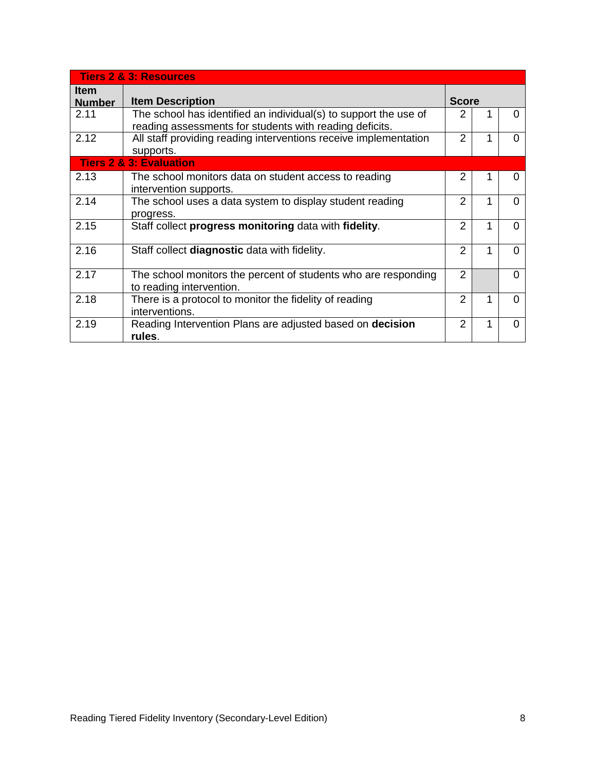| Tiers 2 & 3: Resources | | | | |
|---|---|---|---|---|
| **Item Number** | **Item Description** | **Score** | | |
| 2.11 | The school has identified an individual(s) to support the use of reading assessments for students with reading deficits. | 2 | 1 | 0 |
| 2.12 | All staff providing reading interventions receive implementation supports. | 2 | 1 | 0 |
| **Tiers 2 & 3: Evaluation** | | | | |
| 2.13 | The school monitors data on student access to reading intervention supports. | 2 | 1 | 0 |
| 2.14 | The school uses a data system to display student reading progress. | 2 | 1 | 0 |
| 2.15 | Staff collect **progress monitoring** data with **fidelity**. | 2 | 1 | 0 |
| 2.16 | Staff collect **diagnostic** data with fidelity. | 2 | 1 | 0 |
| 2.17 | The school monitors the percent of students who are responding to reading intervention. | 2 | | 0 |
| 2.18 | There is a protocol to monitor the fidelity of reading interventions. | 2 | 1 | 0 |
| 2.19 | Reading Intervention Plans are adjusted based on **decision rules**. | 2 | 1 | 0 |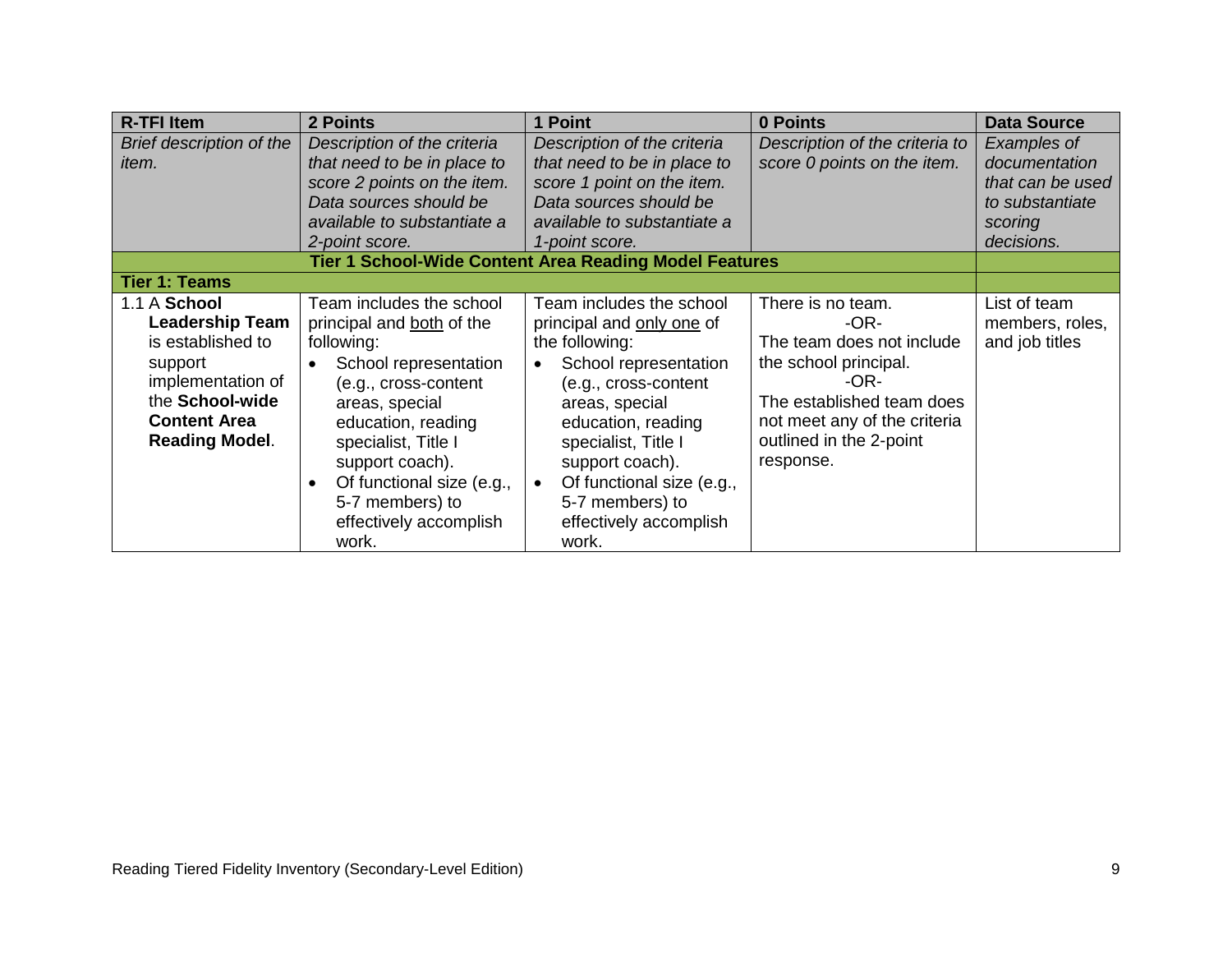| R-TFI Item | 2 Points | 1 Point | 0 Points | Data Source |
|---|---|---|---|---|
| *Brief description of the item.* | *Description of the criteria that need to be in place to score 2 points on the item. Data sources should be available to substantiate a 2-point score.* | *Description of the criteria that need to be in place to score 1 point on the item. Data sources should be available to substantiate a 1-point score.* | *Description of the criteria to score 0 points on the item.* | *Examples of documentation that can be used to substantiate scoring decisions.* |
| **Tier 1 School-Wide Content Area Reading Model Features** | | | | |
| **Tier 1: Teams** | | | | |
| 1.1 A **School Leadership Team** is established to support implementation of the **School-wide Content Area Reading Model**. | Team includes the school principal and both of the following: <br>• School representation (e.g., cross-content areas, special education, reading specialist, Title I support coach). <br>• Of functional size (e.g., 5-7 members) to effectively accomplish work. | Team includes the school principal and only one of the following: <br>• School representation (e.g., cross-content areas, special education, reading specialist, Title I support coach). <br>• Of functional size (e.g., 5-7 members) to effectively accomplish work. | There is no team. <br>-OR- <br>The team does not include the school principal. <br>-OR- <br>The established team does not meet any of the criteria outlined in the 2-point response. | List of team members, roles, and job titles |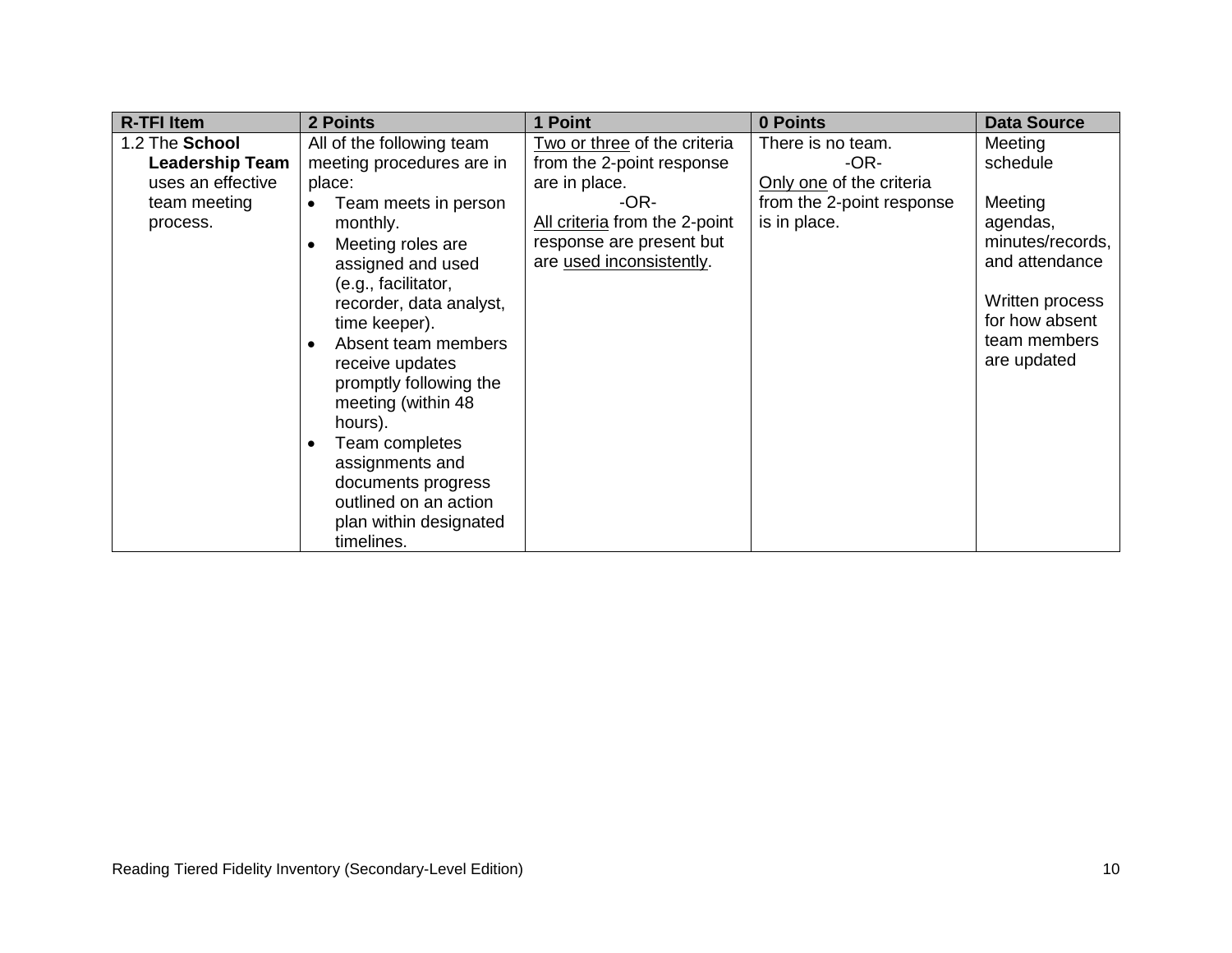| R-TFI Item | 2 Points | 1 Point | 0 Points | Data Source |
| --- | --- | --- | --- | --- |
| 1.2 The **School Leadership Team** uses an effective team meeting process. | All of the following team meeting procedures are in place:<br>• Team meets in person monthly.<br>• Meeting roles are assigned and used (e.g., facilitator, recorder, data analyst, time keeper).<br>• Absent team members receive updates promptly following the meeting (within 48 hours).<br>• Team completes assignments and documents progress outlined on an action plan within designated timelines. | Two or three of the criteria from the 2-point response are in place.<br>-OR-<br>All criteria from the 2-point response are present but are used inconsistently. | There is no team.<br>-OR-<br>Only one of the criteria from the 2-point response is in place. | Meeting schedule<br><br>Meeting agendas, minutes/records, and attendance<br><br>Written process for how absent team members are updated |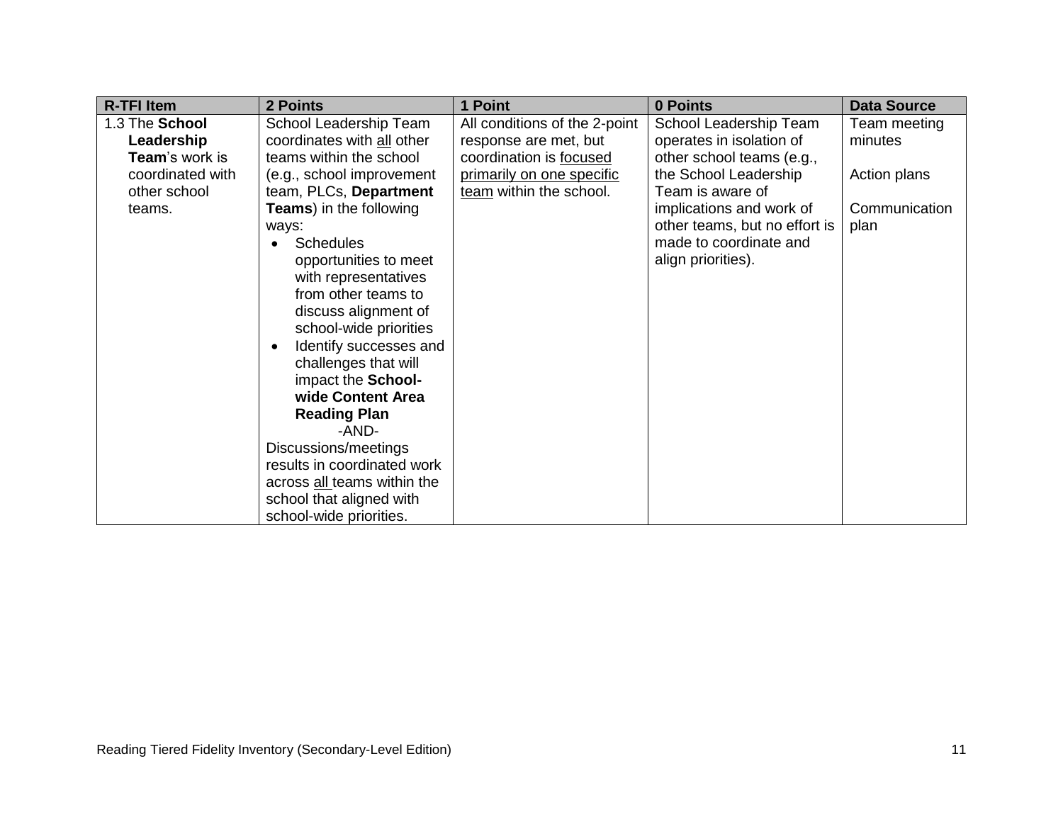| R-TFI Item | 2 Points | 1 Point | 0 Points | Data Source |
|---|---|---|---|---|
| 1.3 The **School Leadership Team**'s work is coordinated with other school teams. | School Leadership Team coordinates with all other teams within the school (e.g., school improvement team, PLCs, **Department Teams**) in the following ways:<br>• Schedules opportunities to meet with representatives from other teams to discuss alignment of school-wide priorities<br>• Identify successes and challenges that will impact the **School-wide Content Area Reading Plan**<br>-AND-<br>Discussions/meetings results in coordinated work across all teams within the school that aligned with school-wide priorities. | All conditions of the 2-point response are met, but coordination is focused primarily on one specific team within the school. | School Leadership Team operates in isolation of other school teams (e.g., the School Leadership Team is aware of implications and work of other teams, but no effort is made to coordinate and align priorities). | Team meeting minutes<br><br>Action plans<br><br>Communication plan |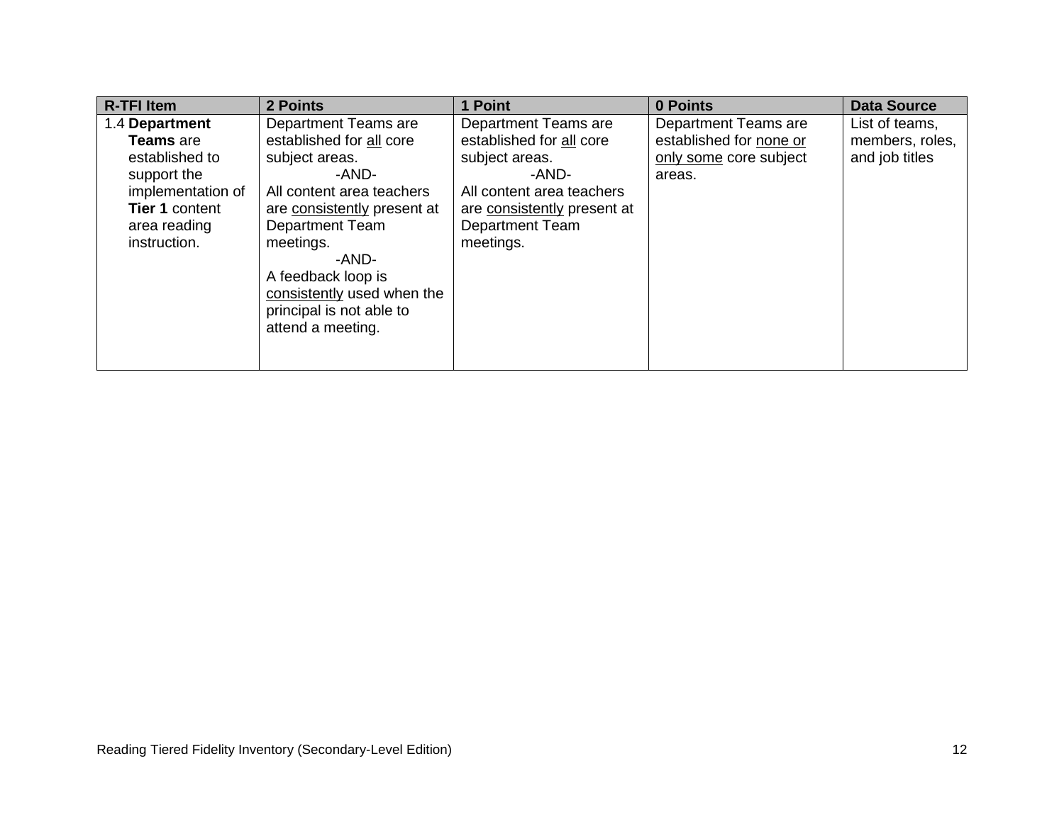| R-TFI Item | 2 Points | 1 Point | 0 Points | Data Source |
|---|---|---|---|---|
| 1.4 **Department Teams** are established to support the implementation of **Tier 1** content area reading instruction. | Department Teams are established for <u>all</u> core subject areas.<br>-AND-<br>All content area teachers are <u>consistently</u> present at Department Team meetings.<br>-AND-<br>A feedback loop is <u>consistently</u> used when the principal is not able to attend a meeting. | Department Teams are established for <u>all</u> core subject areas.<br>-AND-<br>All content area teachers are <u>consistently</u> present at Department Team meetings. | Department Teams are established for <u>none or only some</u> core subject areas. | List of teams, members, roles, and job titles |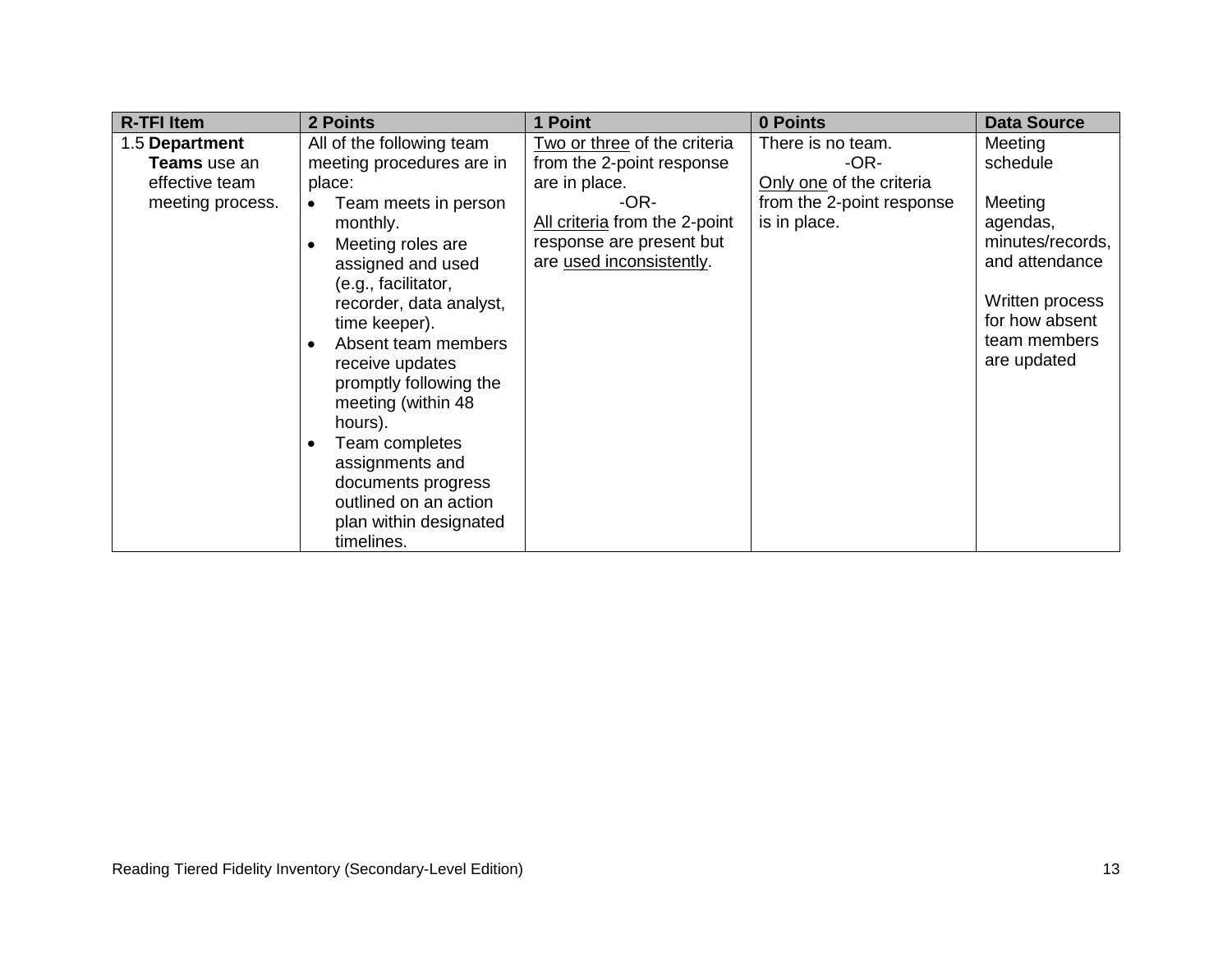| R-TFI Item | 2 Points | 1 Point | 0 Points | Data Source |
|---|---|---|---|---|
| 1.5 **Department Teams** use an effective team meeting process. | All of the following team meeting procedures are in place:<br>• Team meets in person monthly.<br>• Meeting roles are assigned and used (e.g., facilitator, recorder, data analyst, time keeper).<br>• Absent team members receive updates promptly following the meeting (within 48 hours).<br>• Team completes assignments and documents progress outlined on an action plan within designated timelines. | Two or three of the criteria from the 2-point response are in place.<br>-OR-<br>All criteria from the 2-point response are present but are used inconsistently. | There is no team.<br>-OR-<br>Only one of the criteria from the 2-point response is in place. | Meeting schedule<br><br>Meeting agendas, minutes/records, and attendance<br><br>Written process for how absent team members are updated |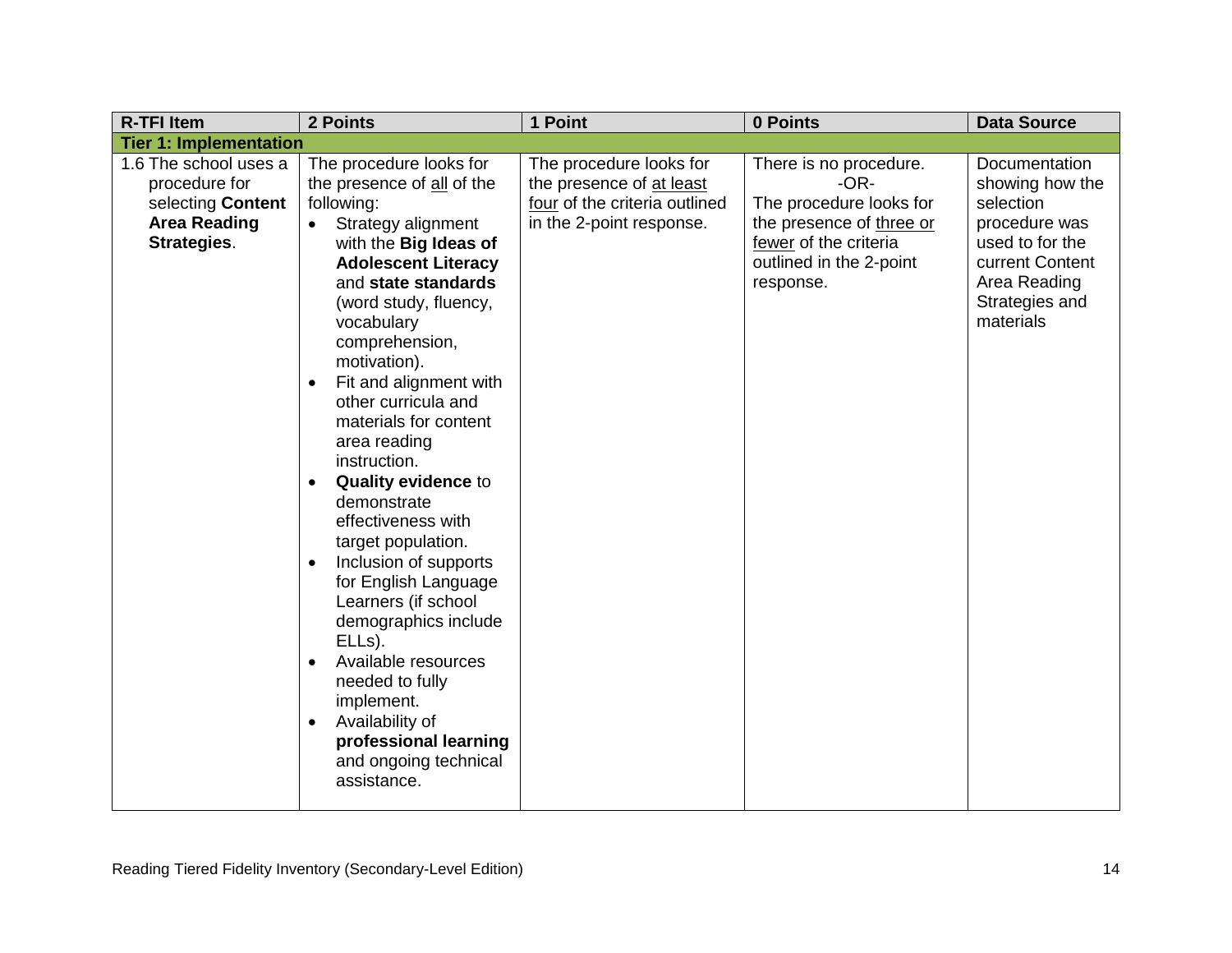| R-TFI Item | 2 Points | 1 Point | 0 Points | Data Source |
| --- | --- | --- | --- | --- |
| **Tier 1: Implementation** | | | | |
| 1.6 The school uses a procedure for selecting **Content Area Reading Strategies**. | The procedure looks for the presence of all of the following:<br>• Strategy alignment with the **Big Ideas of Adolescent Literacy** and **state standards** (word study, fluency, vocabulary comprehension, motivation).<br>• Fit and alignment with other curricula and materials for content area reading instruction.<br>• **Quality evidence** to demonstrate effectiveness with target population.<br>• Inclusion of supports for English Language Learners (if school demographics include ELLs).<br>• Available resources needed to fully implement.<br>• Availability of **professional learning** and ongoing technical assistance. | The procedure looks for the presence of at least four of the criteria outlined in the 2-point response. | There is no procedure.<br>-OR-<br>The procedure looks for the presence of three or fewer of the criteria outlined in the 2-point response. | Documentation showing how the selection procedure was used to for the current Content Area Reading Strategies and materials |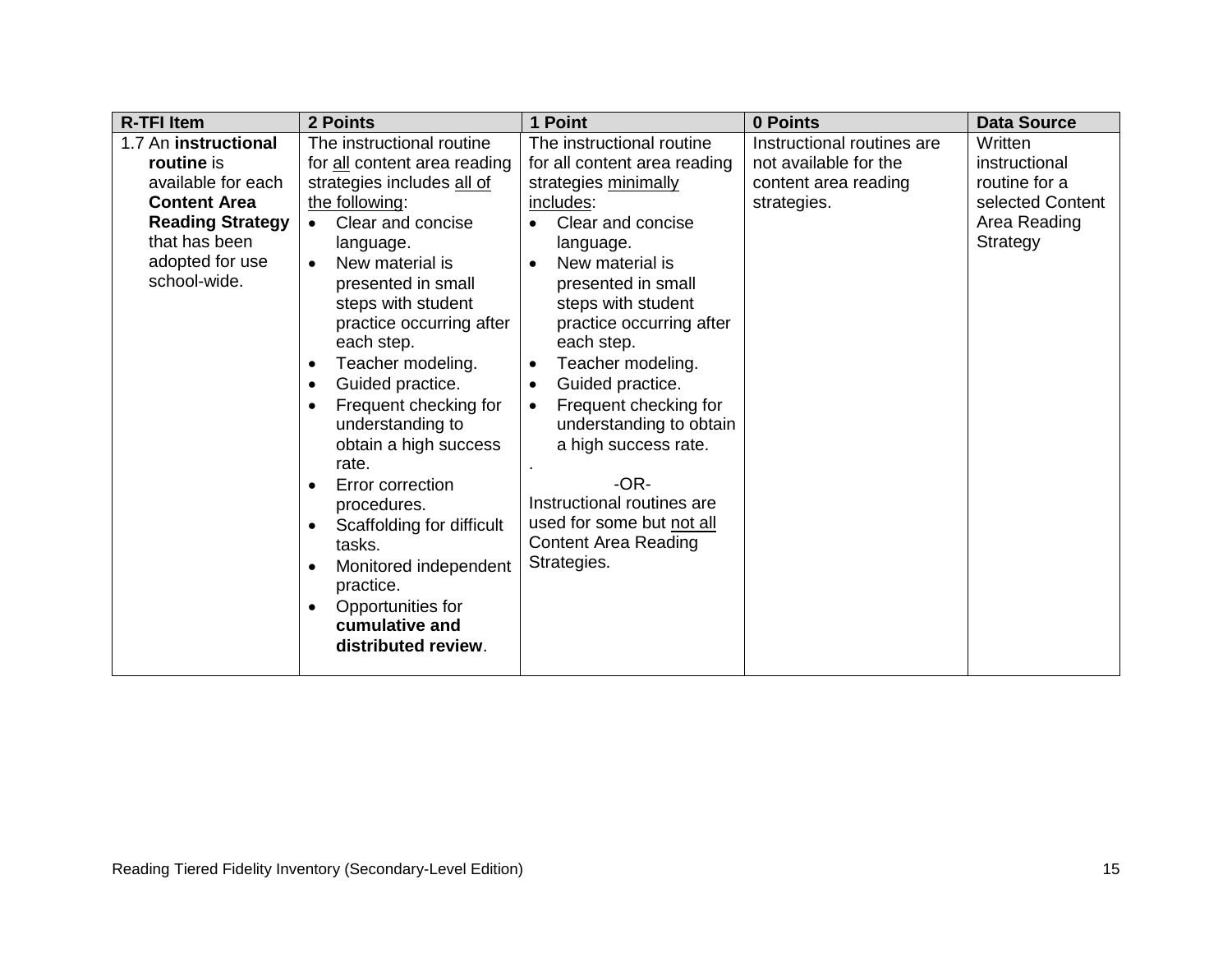| R-TFI Item | 2 Points | 1 Point | 0 Points | Data Source |
|---|---|---|---|---|
| 1.7 An **instructional routine** is available for each **Content Area Reading Strategy** that has been adopted for use school-wide. | The instructional routine for <u>all</u> content area reading strategies includes <u>all of the following</u>:<br>• Clear and concise language.<br>• New material is presented in small steps with student practice occurring after each step.<br>• Teacher modeling.<br>• Guided practice.<br>• Frequent checking for understanding to obtain a high success rate.<br>• Error correction procedures.<br>• Scaffolding for difficult tasks.<br>• Monitored independent practice.<br>• Opportunities for **cumulative and distributed review**. | The instructional routine for all content area reading strategies <u>minimally includes</u>:<br>• Clear and concise language.<br>• New material is presented in small steps with student practice occurring after each step.<br>• Teacher modeling.<br>• Guided practice.<br>• Frequent checking for understanding to obtain a high success rate.<br>.<br>-OR-<br>Instructional routines are used for some but <u>not all</u> Content Area Reading Strategies. | Instructional routines are not available for the content area reading strategies. | Written instructional routine for a selected Content Area Reading Strategy |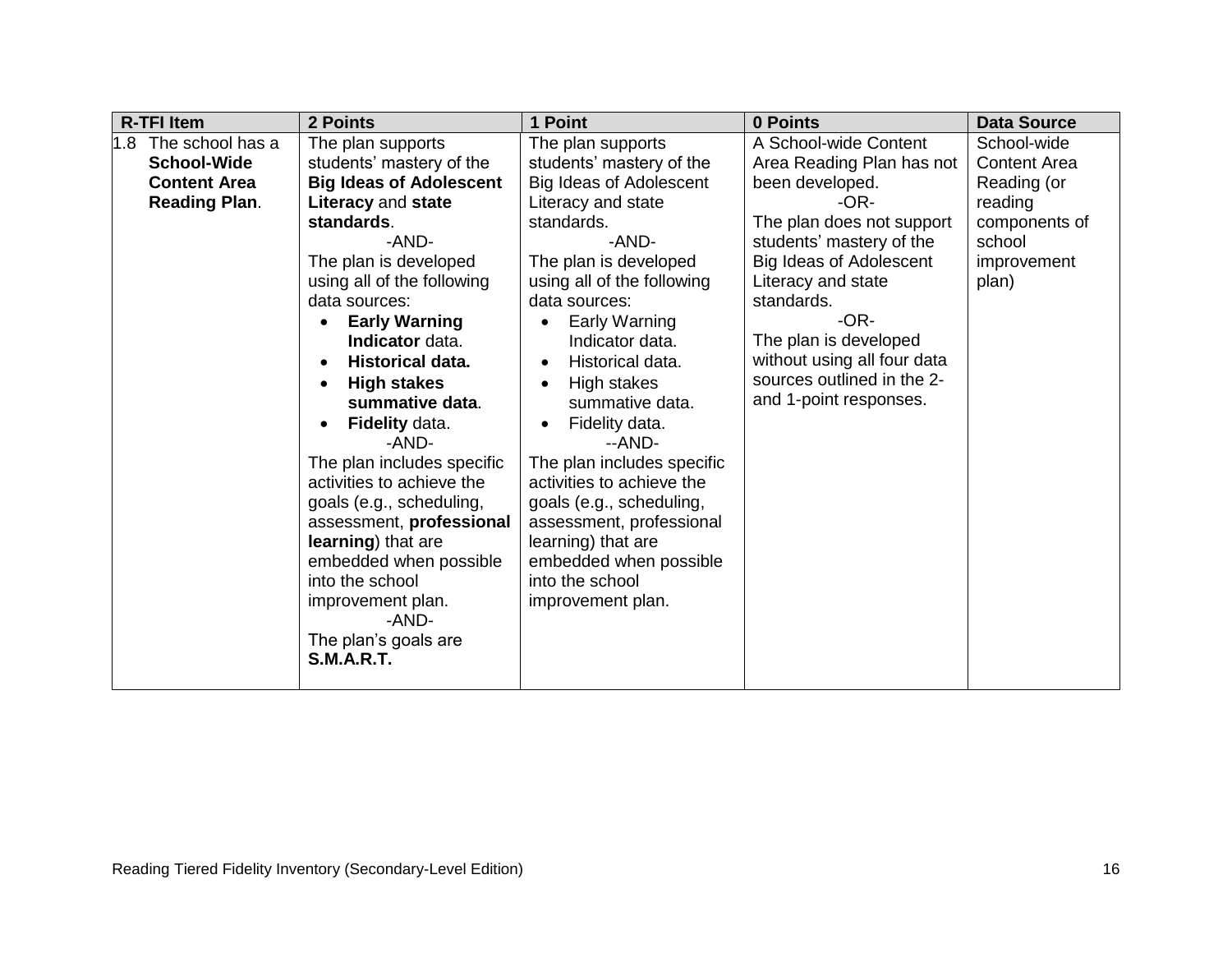| R-TFI Item | 2 Points | 1 Point | 0 Points | Data Source |
| --- | --- | --- | --- | --- |
| 1.8 The school has a **School-Wide Content Area Reading Plan**. | The plan supports students' mastery of the **Big Ideas of Adolescent Literacy** and **state standards**. <br> -AND- <br> The plan is developed using all of the following data sources: <br> • **Early Warning Indicator** data. <br> • **Historical data.** <br> • **High stakes summative data**. <br> • **Fidelity** data. <br> -AND- <br> The plan includes specific activities to achieve the goals (e.g., scheduling, assessment, **professional learning**) that are embedded when possible into the school improvement plan. <br> -AND- <br> The plan's goals are **S.M.A.R.T.** | The plan supports students' mastery of the Big Ideas of Adolescent Literacy and state standards. <br> -AND- <br> The plan is developed using all of the following data sources: <br> • Early Warning Indicator data. <br> • Historical data. <br> • High stakes summative data. <br> • Fidelity data. <br> --AND- <br> The plan includes specific activities to achieve the goals (e.g., scheduling, assessment, professional learning) that are embedded when possible into the school improvement plan. | A School-wide Content Area Reading Plan has not been developed. <br> -OR- <br> The plan does not support students' mastery of the Big Ideas of Adolescent Literacy and state standards. <br> -OR- <br> The plan is developed without using all four data sources outlined in the 2- and 1-point responses. | School-wide Content Area Reading (or reading components of school improvement plan) |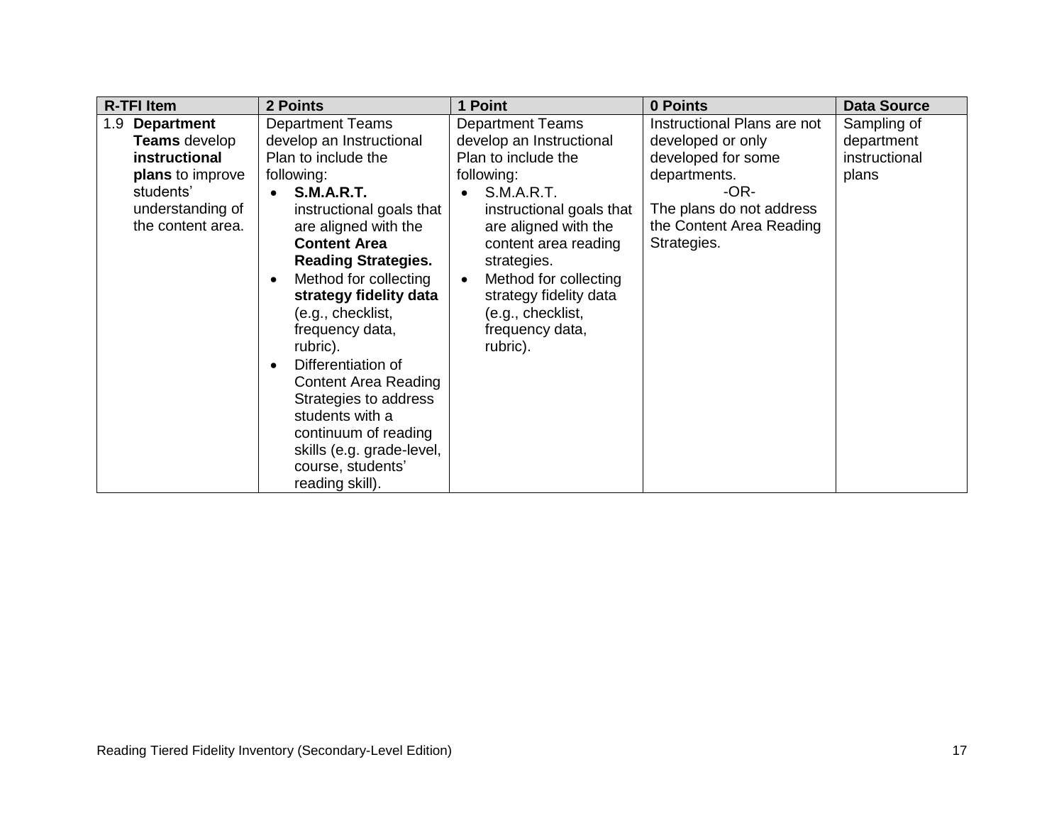| R-TFI Item | 2 Points | 1 Point | 0 Points | Data Source |
|---|---|---|---|---|
| 1.9 **Department Teams** develop **instructional plans** to improve students' understanding of the content area. | Department Teams develop an Instructional Plan to include the following:<br>• **S.M.A.R.T.** instructional goals that are aligned with the **Content Area Reading Strategies.**<br>• Method for collecting **strategy fidelity data** (e.g., checklist, frequency data, rubric).<br>• Differentiation of Content Area Reading Strategies to address students with a continuum of reading skills (e.g. grade-level, course, students' reading skill). | Department Teams develop an Instructional Plan to include the following:<br>• S.M.A.R.T. instructional goals that are aligned with the content area reading strategies.<br>• Method for collecting strategy fidelity data (e.g., checklist, frequency data, rubric). | Instructional Plans are not developed or only developed for some departments.<br>-OR-<br>The plans do not address the Content Area Reading Strategies. | Sampling of department instructional plans |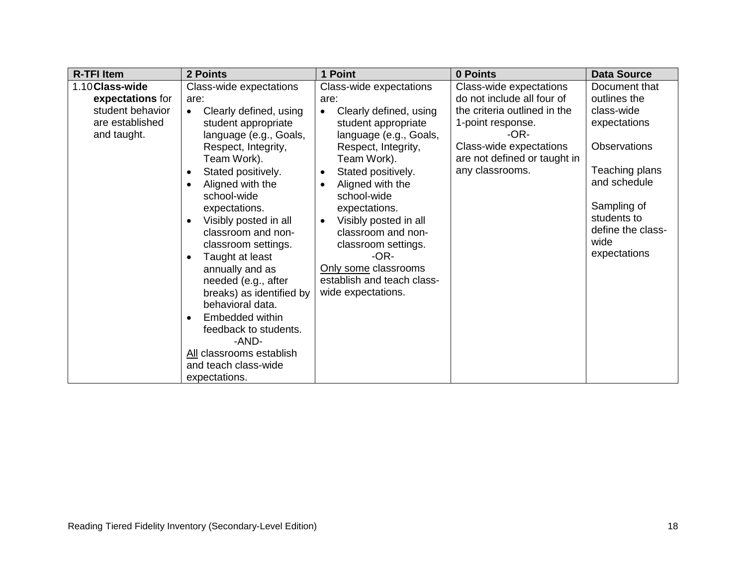| R-TFI Item | 2 Points | 1 Point | 0 Points | Data Source |
|---|---|---|---|---|
| 1.10 **Class-wide expectations** for student behavior are established and taught. | Class-wide expectations are:<br>• Clearly defined, using student appropriate language (e.g., Goals, Respect, Integrity, Team Work).<br>• Stated positively.<br>• Aligned with the school-wide expectations.<br>• Visibly posted in all classroom and non-classroom settings.<br>• Taught at least annually and as needed (e.g., after breaks) as identified by behavioral data.<br>• Embedded within feedback to students.<br>-AND-<br>All classrooms establish and teach class-wide expectations. | Class-wide expectations are:<br>• Clearly defined, using student appropriate language (e.g., Goals, Respect, Integrity, Team Work).<br>• Stated positively.<br>• Aligned with the school-wide expectations.<br>• Visibly posted in all classroom and non-classroom settings.<br>-OR-<br>Only some classrooms establish and teach class-wide expectations. | Class-wide expectations do not include all four of the criteria outlined in the 1-point response.<br>-OR-<br>Class-wide expectations are not defined or taught in any classrooms. | Document that outlines the class-wide expectations<br><br>Observations<br><br>Teaching plans and schedule<br><br>Sampling of students to define the class-wide expectations |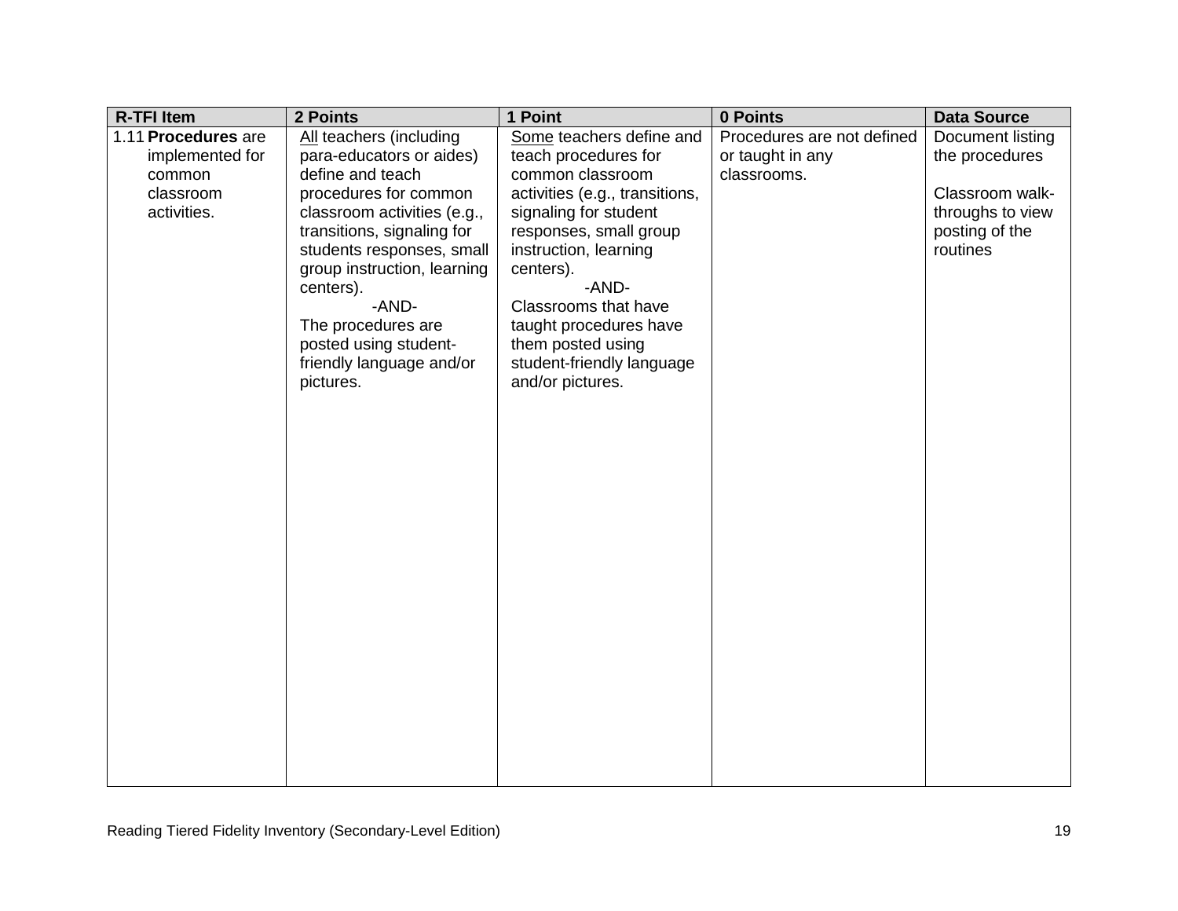| R-TFI Item | 2 Points | 1 Point | 0 Points | Data Source |
|---|---|---|---|---|
| 1.11 **Procedures** are implemented for common classroom activities. | All teachers (including para-educators or aides) define and teach procedures for common classroom activities (e.g., transitions, signaling for students responses, small group instruction, learning centers).<br>-AND-<br>The procedures are posted using student-friendly language and/or pictures. | Some teachers define and teach procedures for common classroom activities (e.g., transitions, signaling for student responses, small group instruction, learning centers).<br>-AND-<br>Classrooms that have taught procedures have them posted using student-friendly language and/or pictures. | Procedures are not defined or taught in any classrooms. | Document listing the procedures<br><br>Classroom walk-throughs to view posting of the routines |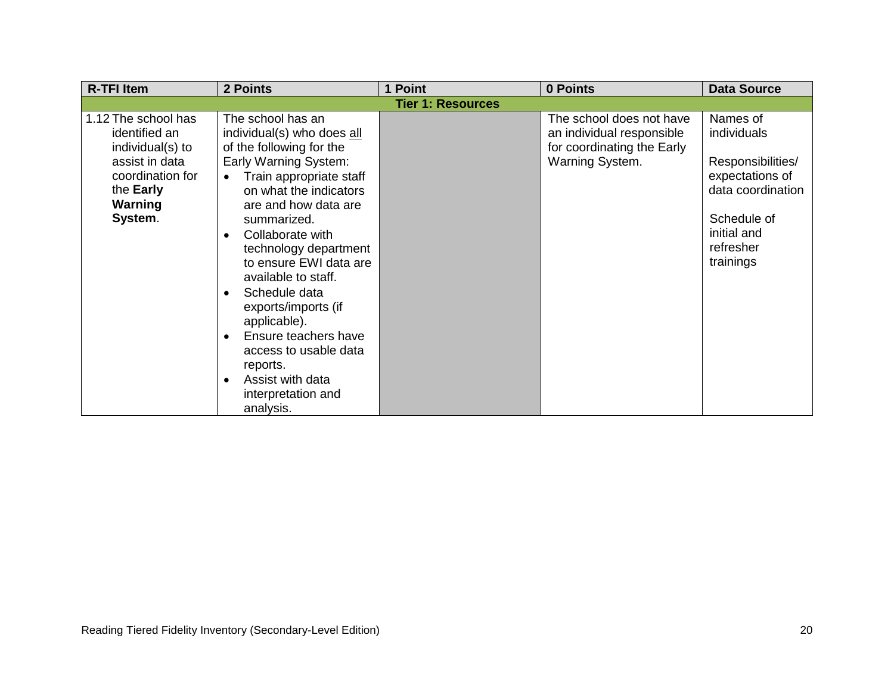| R-TFI Item | 2 Points | 1 Point | 0 Points | Data Source |
|---|---|---|---|---|
| **Tier 1: Resources** | | | | |
| 1.12 The school has identified an individual(s) to assist in data coordination for the **Early Warning System**. | The school has an individual(s) who does <u>all</u> of the following for the Early Warning System:<br>• Train appropriate staff on what the indicators are and how data are summarized.<br>• Collaborate with technology department to ensure EWI data are available to staff.<br>• Schedule data exports/imports (if applicable).<br>• Ensure teachers have access to usable data reports.<br>• Assist with data interpretation and analysis. | | The school does not have an individual responsible for coordinating the Early Warning System. | Names of individuals<br><br>Responsibilities/ expectations of data coordination<br><br>Schedule of initial and refresher trainings |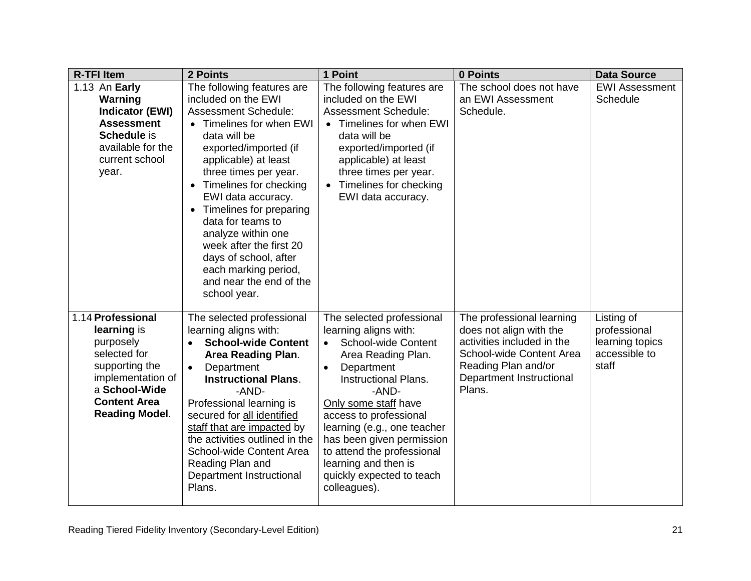| R-TFI Item | 2 Points | 1 Point | 0 Points | Data Source |
|---|---|---|---|---|
| 1.13 An **Early Warning Indicator (EWI) Assessment Schedule** is available for the current school year. | The following features are included on the EWI Assessment Schedule:<br>• Timelines for when EWI data will be exported/imported (if applicable) at least three times per year.<br>• Timelines for checking EWI data accuracy.<br>• Timelines for preparing data for teams to analyze within one week after the first 20 days of school, after each marking period, and near the end of the school year. | The following features are included on the EWI Assessment Schedule:<br>• Timelines for when EWI data will be exported/imported (if applicable) at least three times per year.<br>• Timelines for checking EWI data accuracy. | The school does not have an EWI Assessment Schedule. | EWI Assessment Schedule |
| 1.14 **Professional learning** is purposely selected for supporting the implementation of a **School-Wide Content Area Reading Model**. | The selected professional learning aligns with:<br>• **School-wide Content Area Reading Plan**.<br>• Department **Instructional Plans**.<br>-AND-<br>Professional learning is secured for all identified staff that are impacted by the activities outlined in the School-wide Content Area Reading Plan and Department Instructional Plans. | The selected professional learning aligns with:<br>• School-wide Content Area Reading Plan.<br>• Department Instructional Plans.<br>-AND-<br>Only some staff have access to professional learning (e.g., one teacher has been given permission to attend the professional learning and then is quickly expected to teach colleagues). | The professional learning does not align with the activities included in the School-wide Content Area Reading Plan and/or Department Instructional Plans. | Listing of professional learning topics accessible to staff |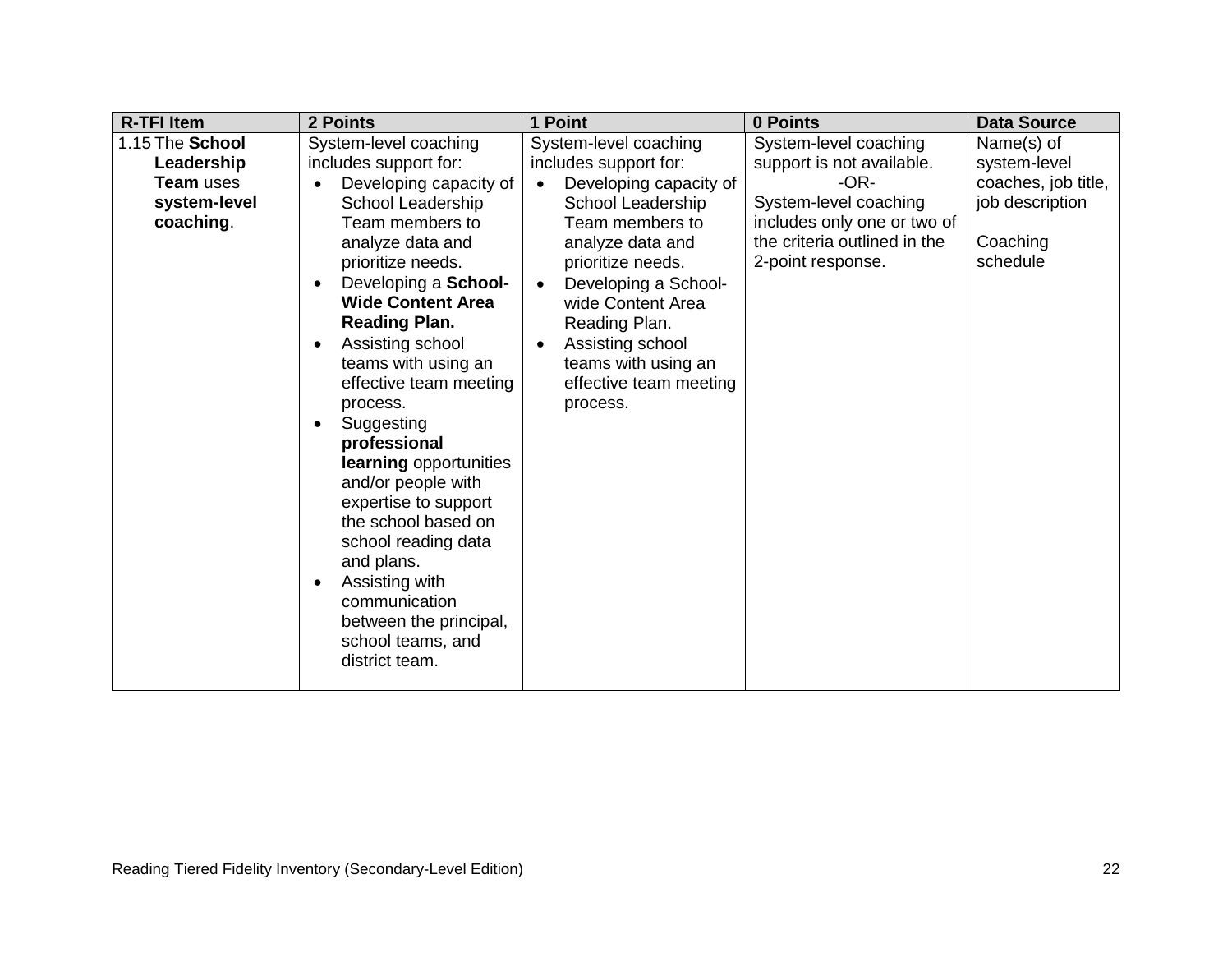| R-TFI Item | 2 Points | 1 Point | 0 Points | Data Source |
|---|---|---|---|---|
| 1.15 The **School Leadership Team** uses **system-level coaching**. | System-level coaching includes support for:<br>• Developing capacity of School Leadership Team members to analyze data and prioritize needs.<br>• Developing a **School-Wide Content Area Reading Plan.**<br>• Assisting school teams with using an effective team meeting process.<br>• Suggesting **professional learning** opportunities and/or people with expertise to support the school based on school reading data and plans.<br>• Assisting with communication between the principal, school teams, and district team. | System-level coaching includes support for:<br>• Developing capacity of School Leadership Team members to analyze data and prioritize needs.<br>• Developing a School-wide Content Area Reading Plan.<br>• Assisting school teams with using an effective team meeting process. | System-level coaching support is not available.<br>-OR-<br>System-level coaching includes only one or two of the criteria outlined in the 2-point response. | Name(s) of system-level coaches, job title, job description<br><br>Coaching schedule |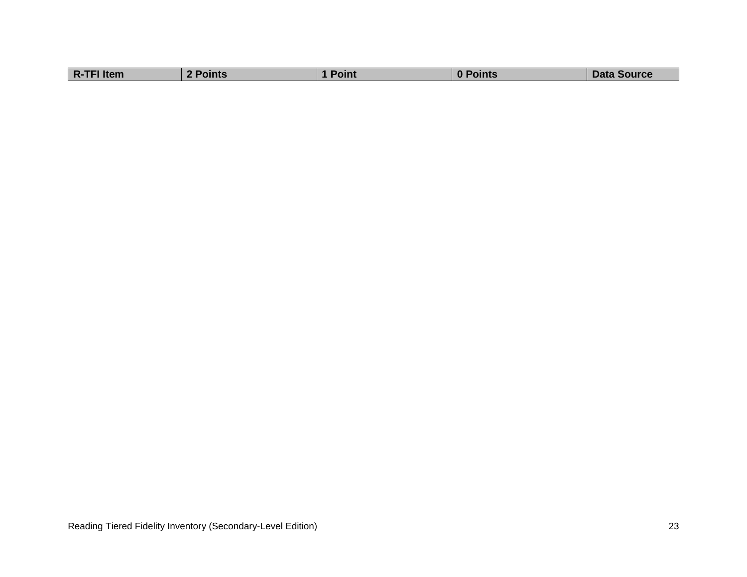| R-TFI Item | 2 Points | 1 Point | 0 Points | Data Source |
|---|---|---|---|---|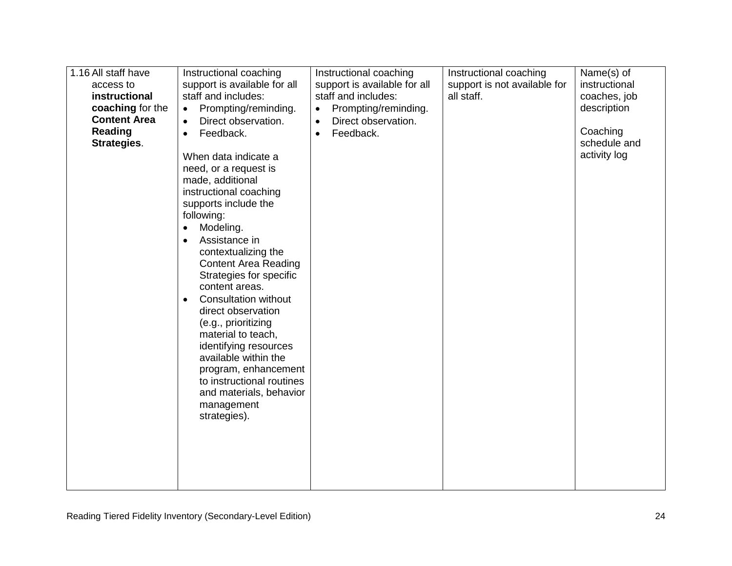| | | | | |
|---|---|---|---|---|
| 1.16 All staff have access to **instructional coaching** for the **Content Area Reading Strategies**. | Instructional coaching support is available for all staff and includes:<br>• Prompting/reminding.<br>• Direct observation.<br>• Feedback.<br><br>When data indicate a need, or a request is made, additional instructional coaching supports include the following:<br>• Modeling.<br>• Assistance in contextualizing the Content Area Reading Strategies for specific content areas.<br>• Consultation without direct observation (e.g., prioritizing material to teach, identifying resources available within the program, enhancement to instructional routines and materials, behavior management strategies). | Instructional coaching support is available for all staff and includes:<br>• Prompting/reminding.<br>• Direct observation.<br>• Feedback. | Instructional coaching support is not available for all staff. | Name(s) of instructional coaches, job description<br><br>Coaching schedule and activity log |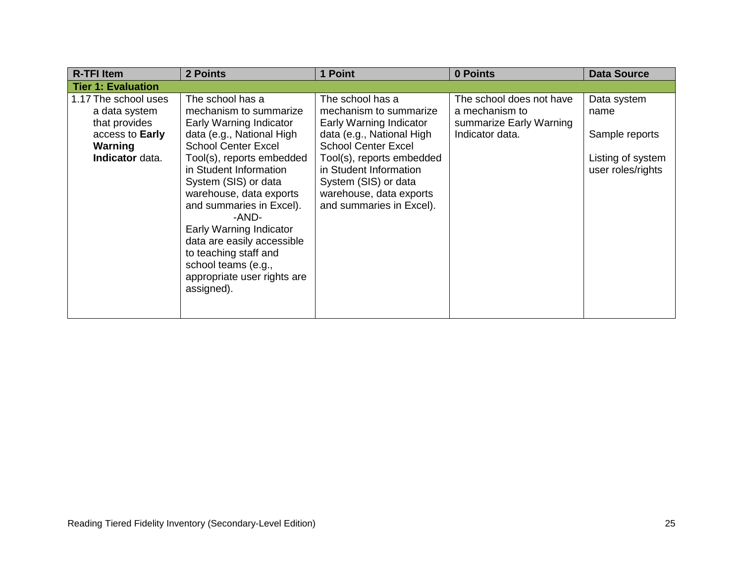| R-TFI Item | 2 Points | 1 Point | 0 Points | Data Source |
|---|---|---|---|---|
| **Tier 1: Evaluation** | | | | |
| 1.17 The school uses a data system that provides access to **Early Warning Indicator** data. | The school has a mechanism to summarize Early Warning Indicator data (e.g., National High School Center Excel Tool(s), reports embedded in Student Information System (SIS) or data warehouse, data exports and summaries in Excel).<br>-AND-<br>Early Warning Indicator data are easily accessible to teaching staff and school teams (e.g., appropriate user rights are assigned). | The school has a mechanism to summarize Early Warning Indicator data (e.g., National High School Center Excel Tool(s), reports embedded in Student Information System (SIS) or data warehouse, data exports and summaries in Excel). | The school does not have a mechanism to summarize Early Warning Indicator data. | Data system name<br><br>Sample reports<br><br>Listing of system user roles/rights |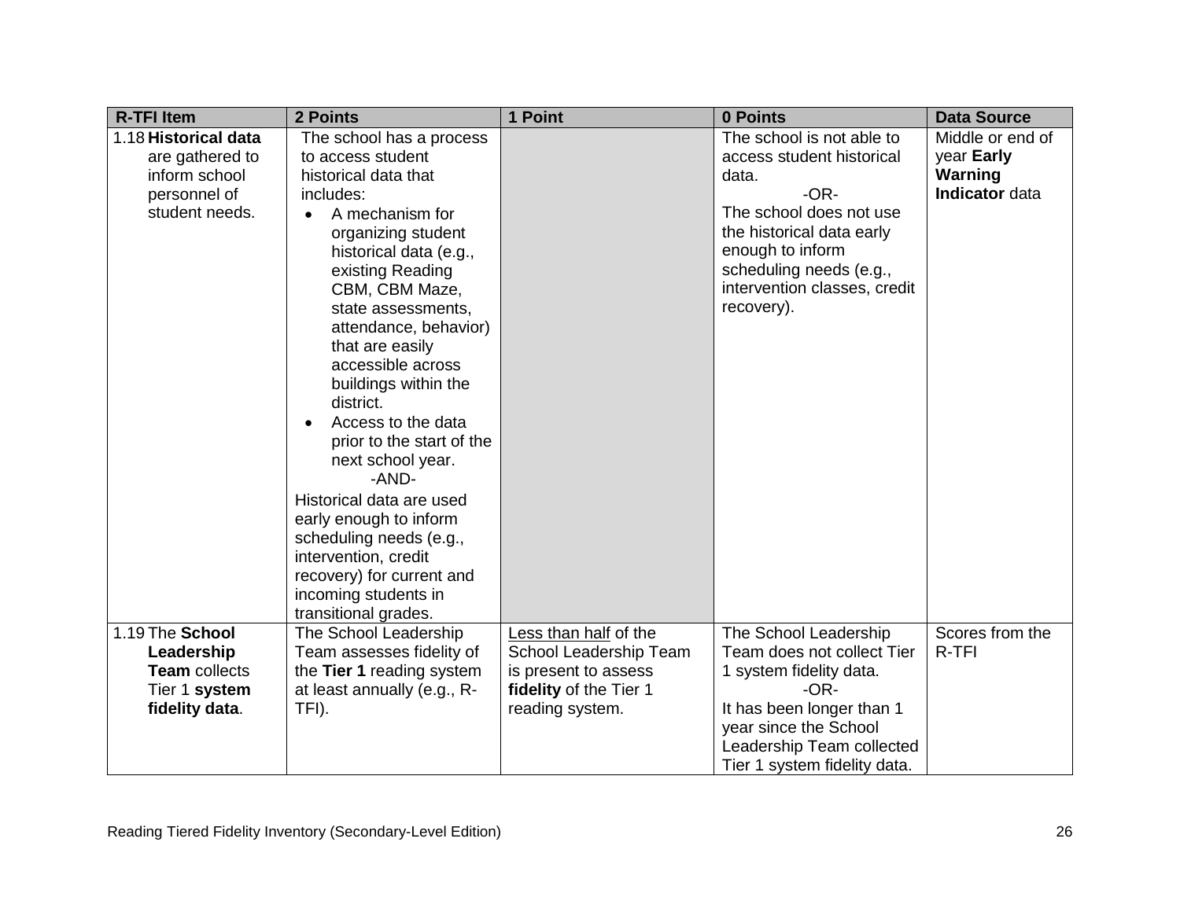| R-TFI Item | 2 Points | 1 Point | 0 Points | Data Source |
|---|---|---|---|---|
| 1.18 **Historical data** are gathered to inform school personnel of student needs. | The school has a process to access student historical data that includes:<br>• A mechanism for organizing student historical data (e.g., existing Reading CBM, CBM Maze, state assessments, attendance, behavior) that are easily accessible across buildings within the district.<br>• Access to the data prior to the start of the next school year.<br>-AND-<br>Historical data are used early enough to inform scheduling needs (e.g., intervention, credit recovery) for current and incoming students in transitional grades. | | The school is not able to access student historical data.<br>-OR-<br>The school does not use the historical data early enough to inform scheduling needs (e.g., intervention classes, credit recovery). | Middle or end of year **Early Warning Indicator** data |
| 1.19 The **School Leadership Team** collects Tier 1 **system fidelity data**. | The School Leadership Team assesses fidelity of the **Tier 1** reading system at least annually (e.g., R-TFI). | Less than half of the School Leadership Team is present to assess **fidelity** of the Tier 1 reading system. | The School Leadership Team does not collect Tier 1 system fidelity data.<br>-OR-<br>It has been longer than 1 year since the School Leadership Team collected Tier 1 system fidelity data. | Scores from the R-TFI |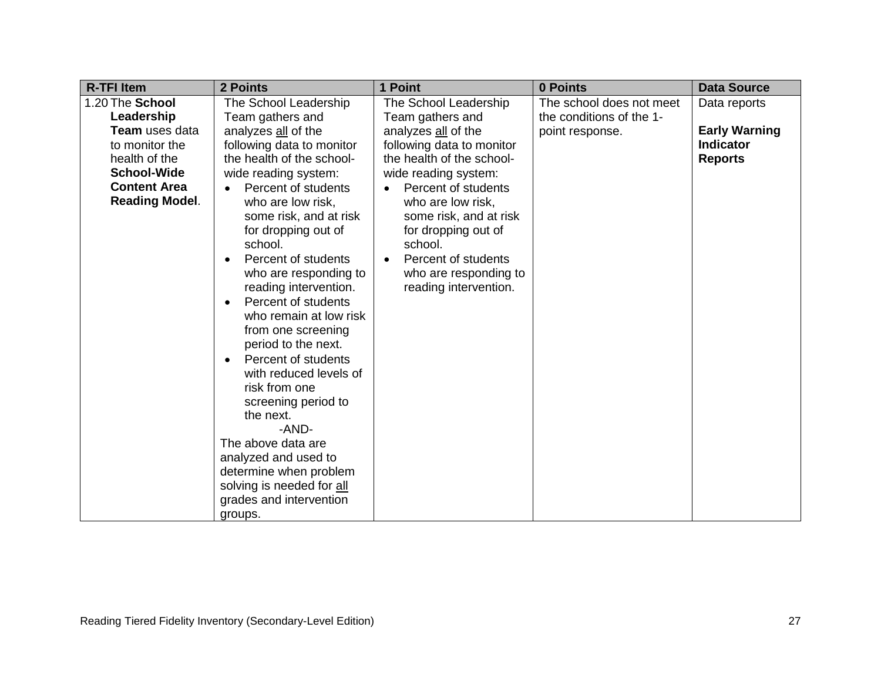| R-TFI Item | 2 Points | 1 Point | 0 Points | Data Source |
|---|---|---|---|---|
| 1.20 The **School Leadership Team** uses data to monitor the health of the **School-Wide Content Area Reading Model**. | The School Leadership Team gathers and analyzes <u>all</u> of the following data to monitor the health of the school-wide reading system: <ul><li>Percent of students who are low risk, some risk, and at risk for dropping out of school.</li><li>Percent of students who are responding to reading intervention.</li><li>Percent of students who remain at low risk from one screening period to the next.</li><li>Percent of students with reduced levels of risk from one screening period to the next.</li></ul> -AND- <br>The above data are analyzed and used to determine when problem solving is needed for <u>all</u> grades and intervention groups. | The School Leadership Team gathers and analyzes <u>all</u> of the following data to monitor the health of the school-wide reading system: <ul><li>Percent of students who are low risk, some risk, and at risk for dropping out of school.</li><li>Percent of students who are responding to reading intervention.</li></ul> | The school does not meet the conditions of the 1-point response. | Data reports<br><br>**Early Warning Indicator Reports** |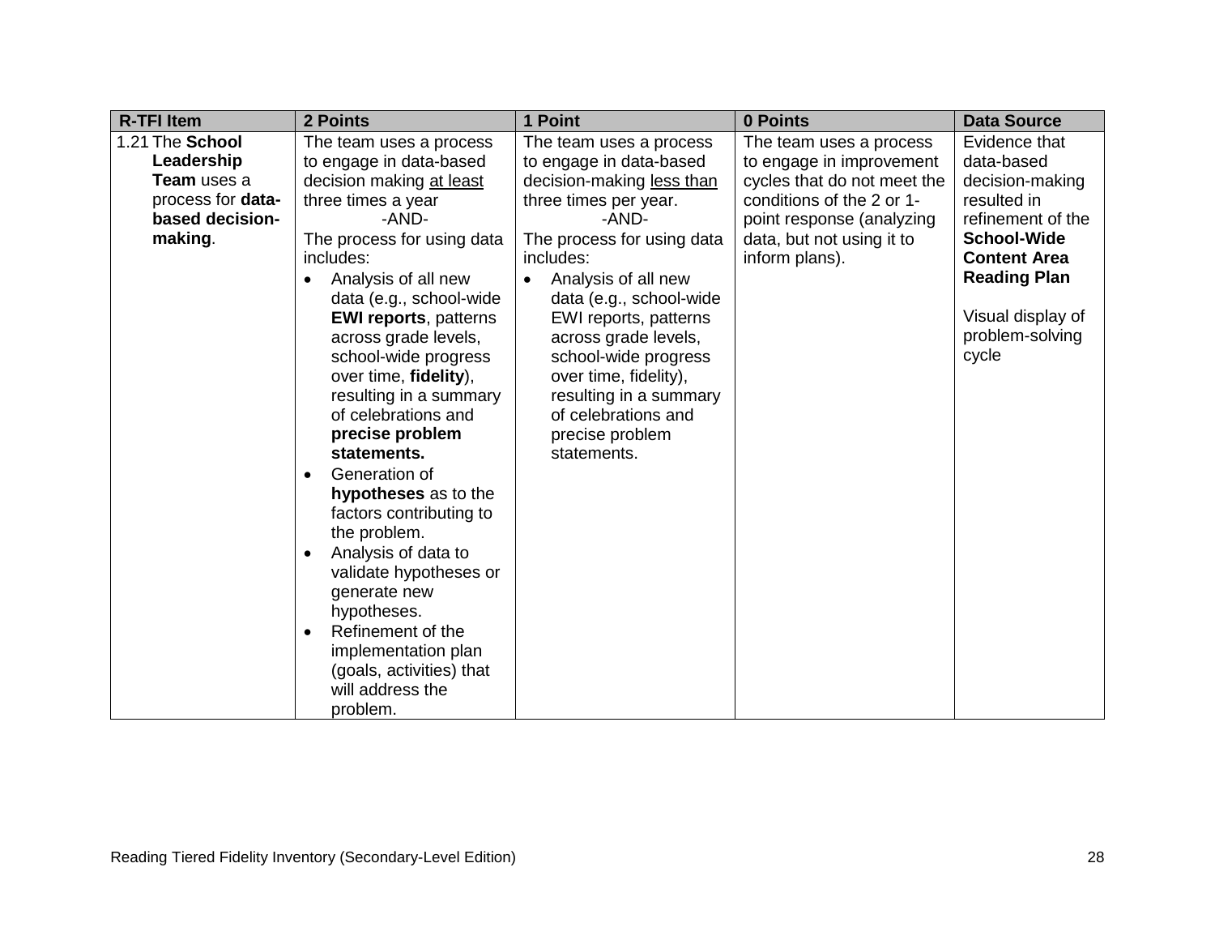| R-TFI Item | 2 Points | 1 Point | 0 Points | Data Source |
|---|---|---|---|---|
| 1.21 The **School Leadership Team** uses a process for **data-based decision-making**. | The team uses a process to engage in data-based decision making <u>at least</u> three times a year<br>-AND-<br>The process for using data includes:<br>• Analysis of all new data (e.g., school-wide **EWI reports**, patterns across grade levels, school-wide progress over time, **fidelity**), resulting in a summary of celebrations and **precise problem statements.**<br>• Generation of **hypotheses** as to the factors contributing to the problem.<br>• Analysis of data to validate hypotheses or generate new hypotheses.<br>• Refinement of the implementation plan (goals, activities) that will address the problem. | The team uses a process to engage in data-based decision-making <u>less than</u> three times per year.<br>-AND-<br>The process for using data includes:<br>• Analysis of all new data (e.g., school-wide EWI reports, patterns across grade levels, school-wide progress over time, fidelity), resulting in a summary of celebrations and precise problem statements. | The team uses a process to engage in improvement cycles that do not meet the conditions of the 2 or 1-point response (analyzing data, but not using it to inform plans). | Evidence that data-based decision-making resulted in refinement of the **School-Wide Content Area Reading Plan**<br><br>Visual display of problem-solving cycle |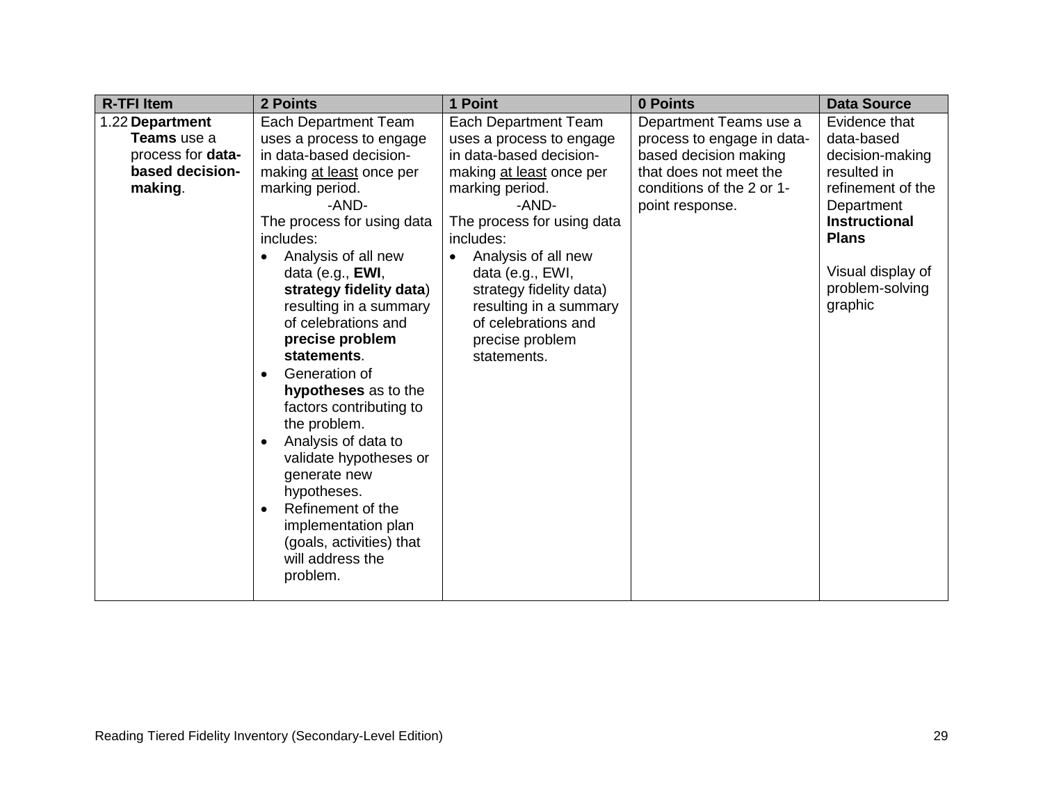| R-TFI Item | 2 Points | 1 Point | 0 Points | Data Source |
|---|---|---|---|---|
| 1.22 **Department Teams** use a process for **data-based decision-making**. | Each Department Team uses a process to engage in data-based decision-making <u>at least</u> once per marking period.<br>-AND-<br>The process for using data includes:<br>• Analysis of all new data (e.g., **EWI**, **strategy fidelity data**) resulting in a summary of celebrations and **precise problem statements**.<br>• Generation of **hypotheses** as to the factors contributing to the problem.<br>• Analysis of data to validate hypotheses or generate new hypotheses.<br>• Refinement of the implementation plan (goals, activities) that will address the problem. | Each Department Team uses a process to engage in data-based decision-making <u>at least</u> once per marking period.<br>-AND-<br>The process for using data includes:<br>• Analysis of all new data (e.g., EWI, strategy fidelity data) resulting in a summary of celebrations and precise problem statements. | Department Teams use a process to engage in data-based decision making that does not meet the conditions of the 2 or 1-point response. | Evidence that data-based decision-making resulted in refinement of the Department **Instructional Plans**<br><br>Visual display of problem-solving graphic |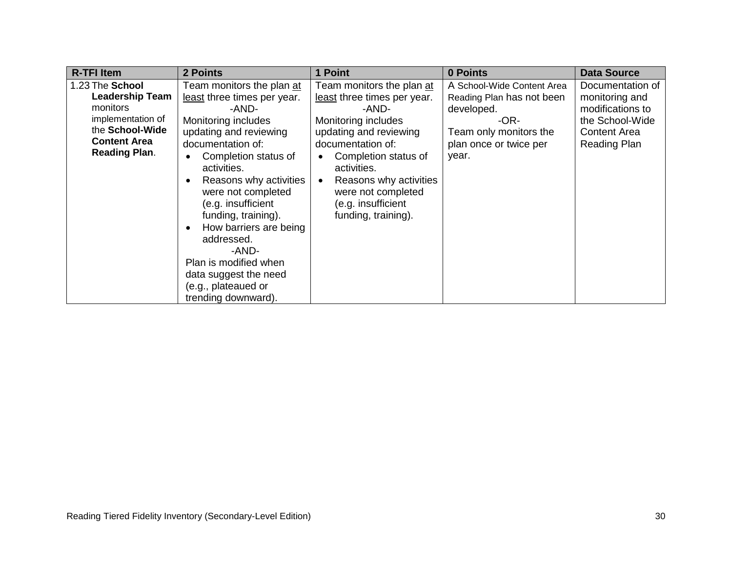| R-TFI Item | 2 Points | 1 Point | 0 Points | Data Source |
|---|---|---|---|---|
| 1.23 The **School Leadership Team** monitors implementation of the **School-Wide Content Area Reading Plan**. | Team monitors the plan at least three times per year.<br>-AND-<br>Monitoring includes updating and reviewing documentation of:<br>• Completion status of activities.<br>• Reasons why activities were not completed (e.g. insufficient funding, training).<br>• How barriers are being addressed.<br>-AND-<br>Plan is modified when data suggest the need (e.g., plateaued or trending downward). | Team monitors the plan at least three times per year.<br>-AND-<br>Monitoring includes updating and reviewing documentation of:<br>• Completion status of activities.<br>• Reasons why activities were not completed (e.g. insufficient funding, training). | A School-Wide Content Area Reading Plan has not been developed.<br>-OR-<br>Team only monitors the plan once or twice per year. | Documentation of monitoring and modifications to the School-Wide Content Area Reading Plan |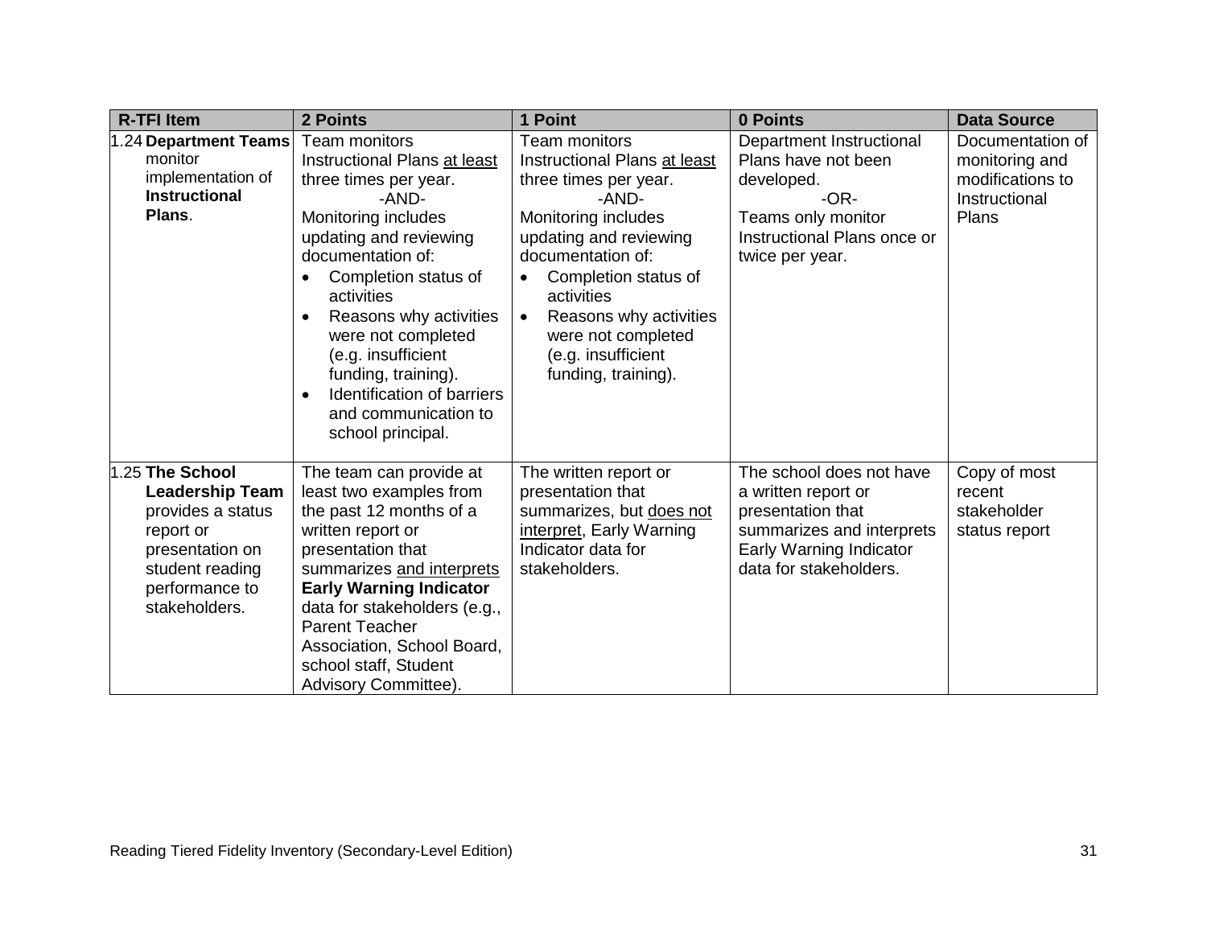| R-TFI Item | 2 Points | 1 Point | 0 Points | Data Source |
|---|---|---|---|---|
| 1.24 **Department Teams** monitor implementation of **Instructional Plans**. | Team monitors Instructional Plans <u>at least</u> three times per year.<br>-AND-<br>Monitoring includes updating and reviewing documentation of:<br>• Completion status of activities<br>• Reasons why activities were not completed (e.g. insufficient funding, training).<br>• Identification of barriers and communication to school principal. | Team monitors Instructional Plans <u>at least</u> three times per year.<br>-AND-<br>Monitoring includes updating and reviewing documentation of:<br>• Completion status of activities<br>• Reasons why activities were not completed (e.g. insufficient funding, training). | Department Instructional Plans have not been developed.<br>-OR-<br>Teams only monitor Instructional Plans once or twice per year. | Documentation of monitoring and modifications to Instructional Plans |
| 1.25 **The School Leadership Team** provides a status report or presentation on student reading performance to stakeholders. | The team can provide at least two examples from the past 12 months of a written report or presentation that summarizes <u>and interprets</u> **Early Warning Indicator** data for stakeholders (e.g., Parent Teacher Association, School Board, school staff, Student Advisory Committee). | The written report or presentation that summarizes, but <u>does not interpret</u>, Early Warning Indicator data for stakeholders. | The school does not have a written report or presentation that summarizes and interprets Early Warning Indicator data for stakeholders. | Copy of most recent stakeholder status report |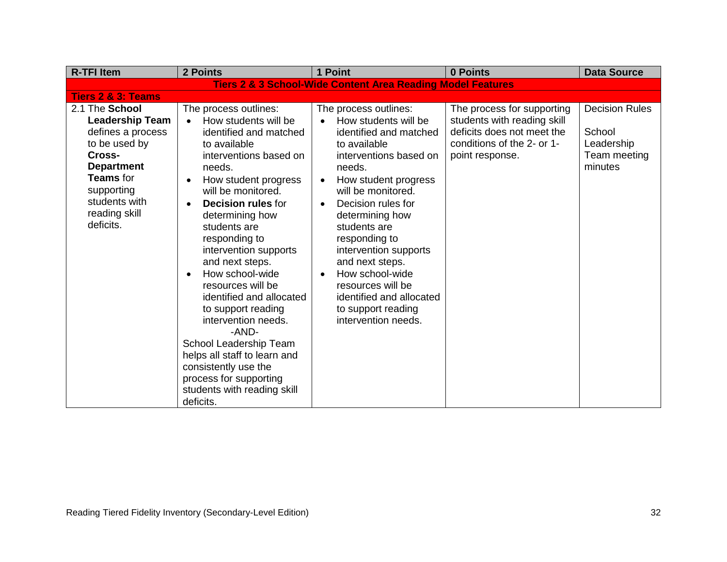| R-TFI Item | 2 Points | 1 Point | 0 Points | Data Source |
|---|---|---|---|---|
| **Tiers 2 & 3 School-Wide Content Area Reading Model Features** | | | | |
| **Tiers 2 & 3: Teams** | | | | |
| 2.1 The **School Leadership Team** defines a process to be used by **Cross-Department Teams** for supporting students with reading skill deficits. | The process outlines: <br>• How students will be identified and matched to available interventions based on needs. <br>• How student progress will be monitored. <br>• **Decision rules** for determining how students are responding to intervention supports and next steps. <br>• How school-wide resources will be identified and allocated to support reading intervention needs. <br>-AND- <br>School Leadership Team helps all staff to learn and consistently use the process for supporting students with reading skill deficits. | The process outlines: <br>• How students will be identified and matched to available interventions based on needs. <br>• How student progress will be monitored. <br>• Decision rules for determining how students are responding to intervention supports and next steps. <br>• How school-wide resources will be identified and allocated to support reading intervention needs. | The process for supporting students with reading skill deficits does not meet the conditions of the 2- or 1-point response. | Decision Rules <br><br>School Leadership Team meeting minutes |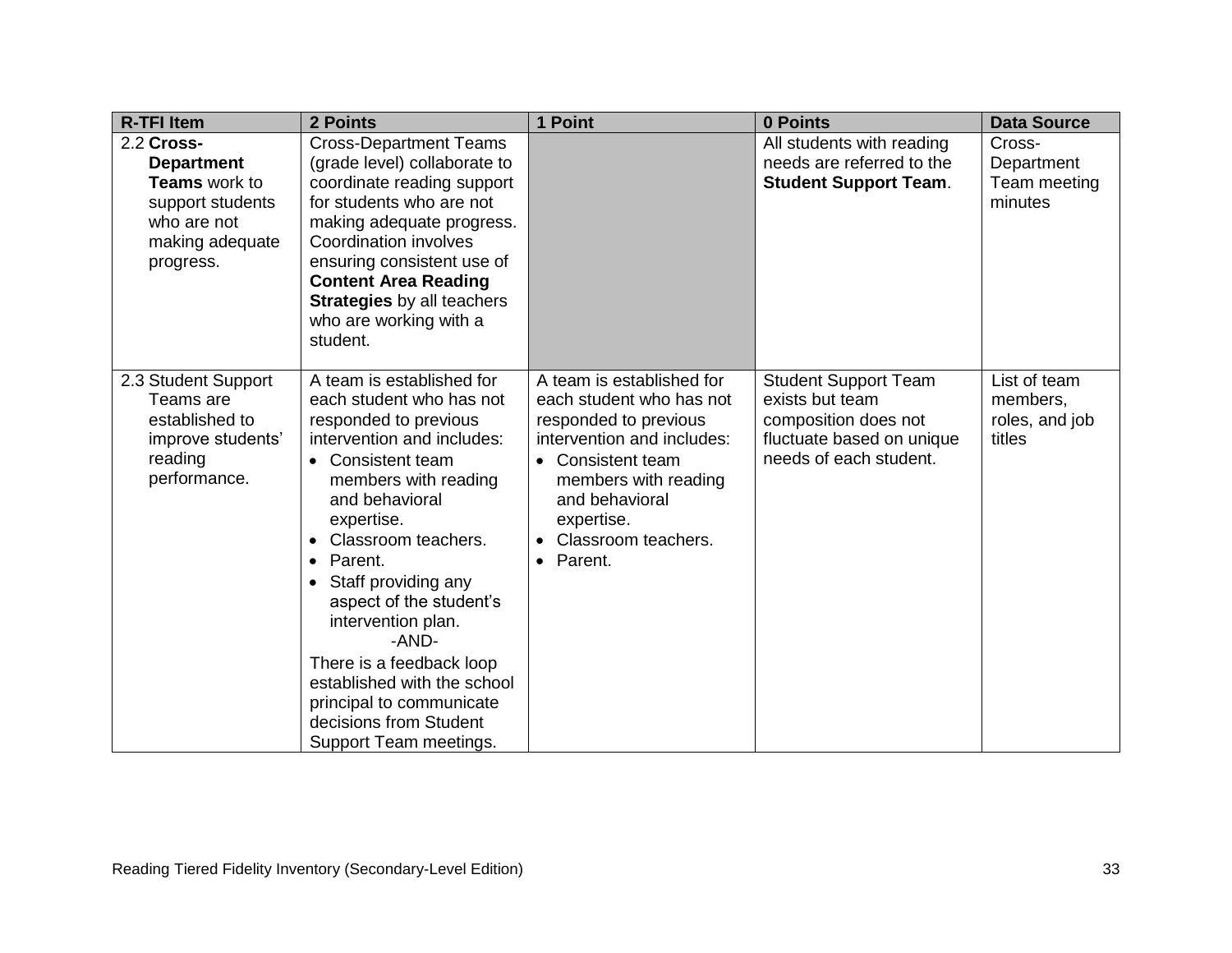| R-TFI Item | 2 Points | 1 Point | 0 Points | Data Source |
|---|---|---|---|---|
| 2.2 **Cross-Department Teams** work to support students who are not making adequate progress. | Cross-Department Teams (grade level) collaborate to coordinate reading support for students who are not making adequate progress. Coordination involves ensuring consistent use of **Content Area Reading Strategies** by all teachers who are working with a student. | | All students with reading needs are referred to the **Student Support Team**. | Cross-Department Team meeting minutes |
| 2.3 Student Support Teams are established to improve students' reading performance. | A team is established for each student who has not responded to previous intervention and includes: <br>• Consistent team members with reading and behavioral expertise. <br>• Classroom teachers. <br>• Parent. <br>• Staff providing any aspect of the student's intervention plan. <br>-AND- <br>There is a feedback loop established with the school principal to communicate decisions from Student Support Team meetings. | A team is established for each student who has not responded to previous intervention and includes: <br>• Consistent team members with reading and behavioral expertise. <br>• Classroom teachers. <br>• Parent. | Student Support Team exists but team composition does not fluctuate based on unique needs of each student. | List of team members, roles, and job titles |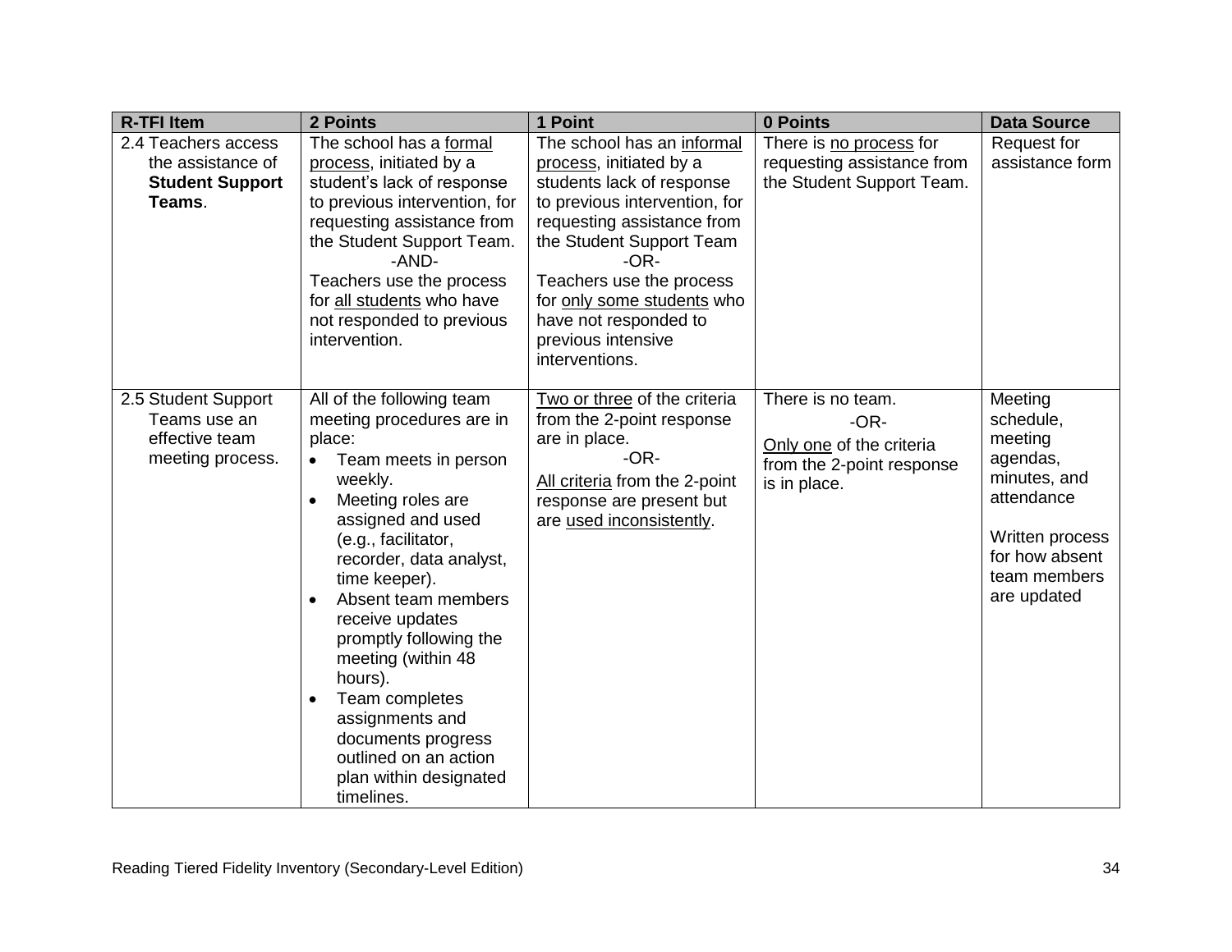| R-TFI Item | 2 Points | 1 Point | 0 Points | Data Source |
|---|---|---|---|---|
| 2.4 Teachers access the assistance of **Student Support Teams**. | The school has a formal process, initiated by a student's lack of response to previous intervention, for requesting assistance from the Student Support Team.<br>-AND-<br>Teachers use the process for all students who have not responded to previous intervention. | The school has an informal process, initiated by a students lack of response to previous intervention, for requesting assistance from the Student Support Team<br>-OR-<br>Teachers use the process for only some students who have not responded to previous intensive interventions. | There is no process for requesting assistance from the Student Support Team. | Request for assistance form |
| 2.5 Student Support Teams use an effective team meeting process. | All of the following team meeting procedures are in place:<br>• Team meets in person weekly.<br>• Meeting roles are assigned and used (e.g., facilitator, recorder, data analyst, time keeper).<br>• Absent team members receive updates promptly following the meeting (within 48 hours).<br>• Team completes assignments and documents progress outlined on an action plan within designated timelines. | Two or three of the criteria from the 2-point response are in place.<br>-OR-<br>All criteria from the 2-point response are present but are used inconsistently. | There is no team.<br>-OR-<br>Only one of the criteria from the 2-point response is in place. | Meeting schedule, meeting agendas, minutes, and attendance<br><br>Written process for how absent team members are updated |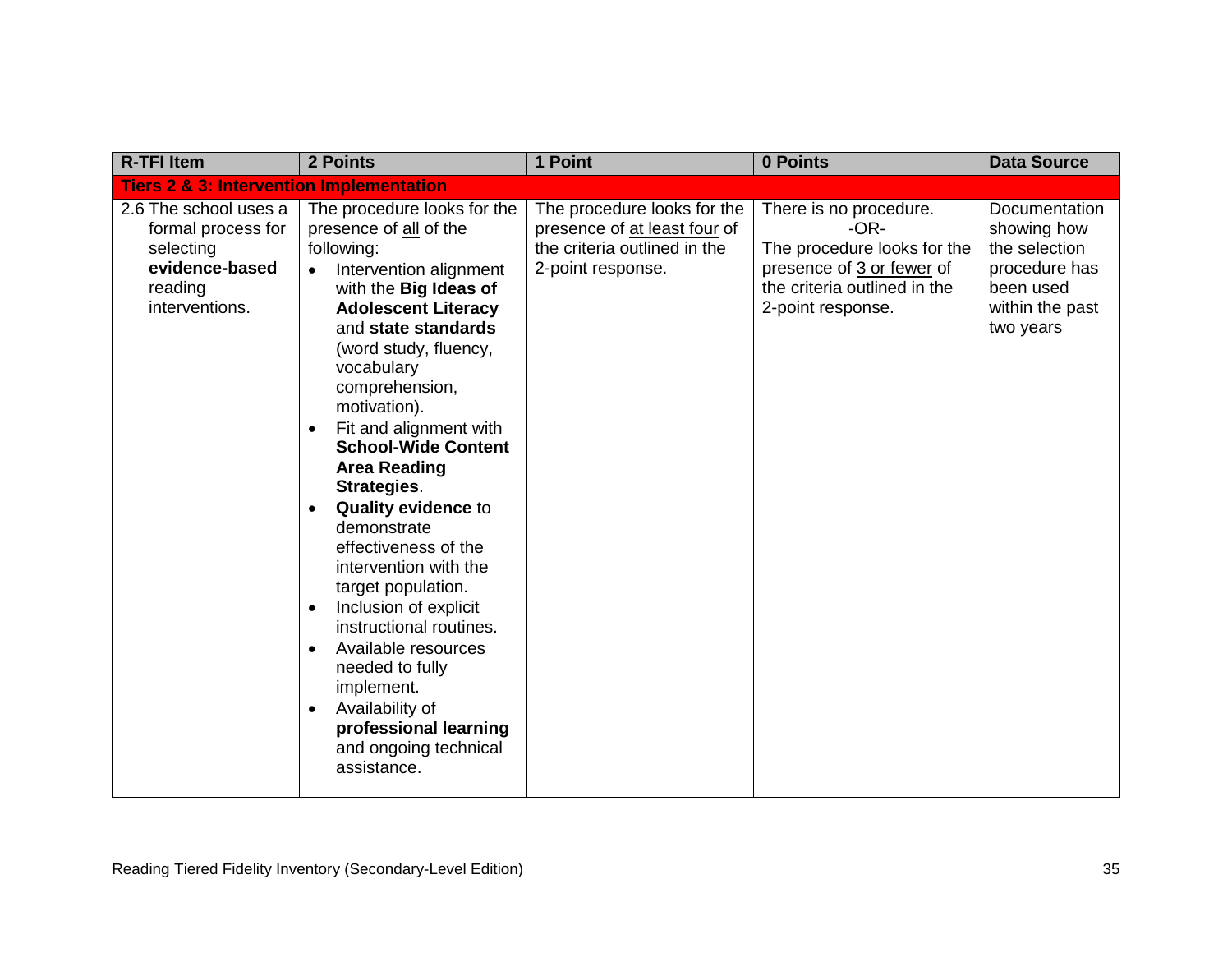| R-TFI Item | 2 Points | 1 Point | 0 Points | Data Source |
|---|---|---|---|---|
| **Tiers 2 & 3: Intervention Implementation** | | | | |
| 2.6 The school uses a formal process for selecting **evidence-based** reading interventions. | The procedure looks for the presence of all of the following:<br>• Intervention alignment with the **Big Ideas of Adolescent Literacy** and **state standards** (word study, fluency, vocabulary comprehension, motivation).<br>• Fit and alignment with **School-Wide Content Area Reading Strategies**.<br>• **Quality evidence** to demonstrate effectiveness of the intervention with the target population.<br>• Inclusion of explicit instructional routines.<br>• Available resources needed to fully implement.<br>• Availability of **professional learning** and ongoing technical assistance. | The procedure looks for the presence of at least four of the criteria outlined in the 2-point response. | There is no procedure.<br>-OR-<br>The procedure looks for the presence of 3 or fewer of the criteria outlined in the 2-point response. | Documentation showing how the selection procedure has been used within the past two years |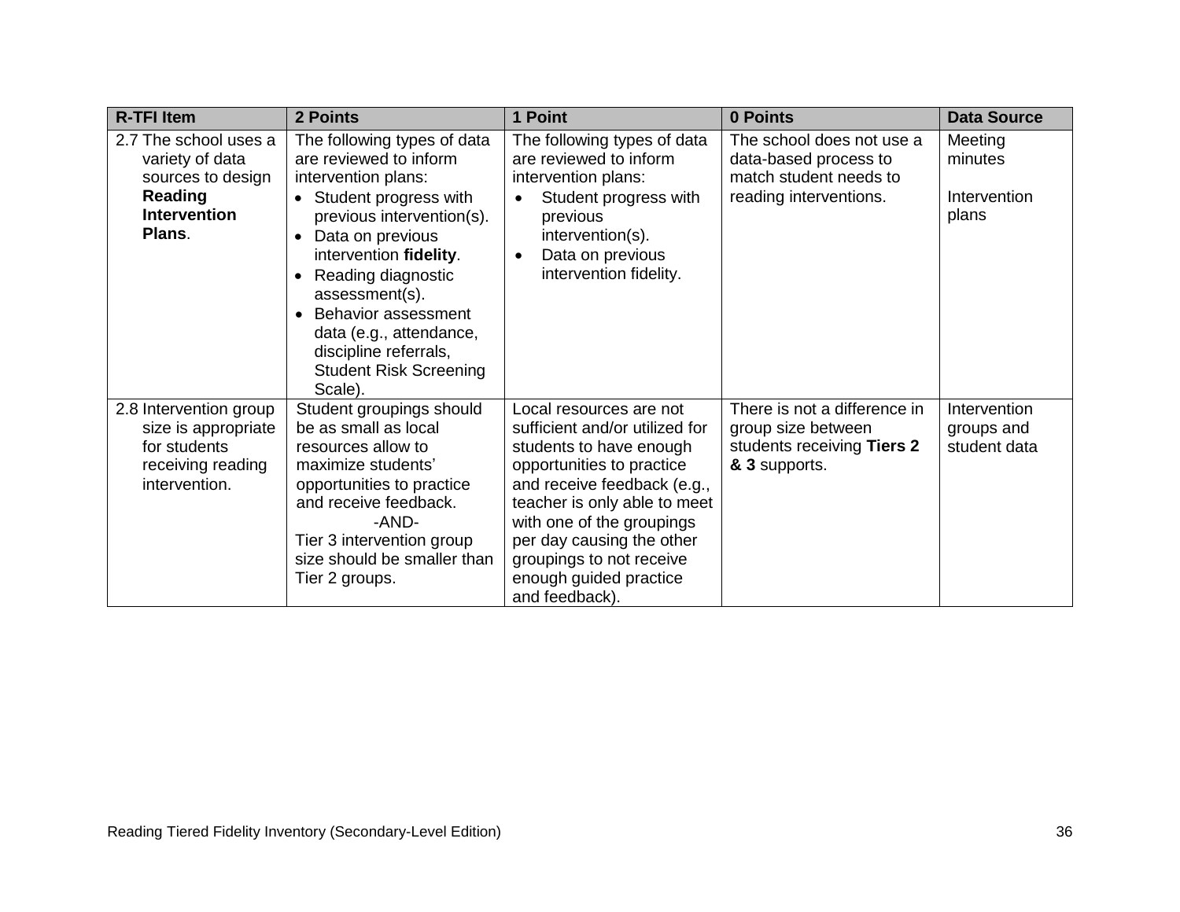| R-TFI Item | 2 Points | 1 Point | 0 Points | Data Source |
|---|---|---|---|---|
| 2.7 The school uses a variety of data sources to design **Reading Intervention Plans**. | The following types of data are reviewed to inform intervention plans:<br>• Student progress with previous intervention(s).<br>• Data on previous intervention **fidelity**.<br>• Reading diagnostic assessment(s).<br>• Behavior assessment data (e.g., attendance, discipline referrals, Student Risk Screening Scale). | The following types of data are reviewed to inform intervention plans:<br>• Student progress with previous intervention(s).<br>• Data on previous intervention fidelity. | The school does not use a data-based process to match student needs to reading interventions. | Meeting minutes<br><br>Intervention plans |
| 2.8 Intervention group size is appropriate for students receiving reading intervention. | Student groupings should be as small as local resources allow to maximize students' opportunities to practice and receive feedback.<br>-AND-<br>Tier 3 intervention group size should be smaller than Tier 2 groups. | Local resources are not sufficient and/or utilized for students to have enough opportunities to practice and receive feedback (e.g., teacher is only able to meet with one of the groupings per day causing the other groupings to not receive enough guided practice and feedback). | There is not a difference in group size between students receiving **Tiers 2 & 3** supports. | Intervention groups and student data |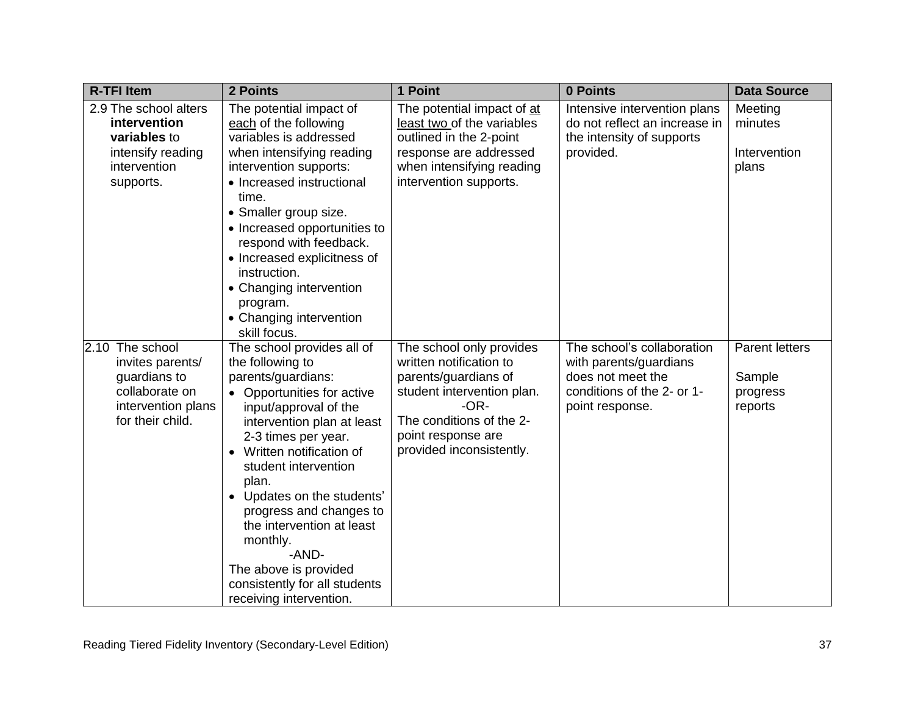| R-TFI Item | 2 Points | 1 Point | 0 Points | Data Source |
|---|---|---|---|---|
| 2.9 The school alters **intervention variables** to intensify reading intervention supports. | The potential impact of <u>each</u> of the following variables is addressed when intensifying reading intervention supports:<br>• Increased instructional time.<br>• Smaller group size.<br>• Increased opportunities to respond with feedback.<br>• Increased explicitness of instruction.<br>• Changing intervention program.<br>• Changing intervention skill focus. | The potential impact of <u>at least two</u> of the variables outlined in the 2-point response are addressed when intensifying reading intervention supports. | Intensive intervention plans do not reflect an increase in the intensity of supports provided. | Meeting minutes<br><br>Intervention plans |
| 2.10 The school invites parents/ guardians to collaborate on intervention plans for their child. | The school provides all of the following to parents/guardians:<br>• Opportunities for active input/approval of the intervention plan at least 2-3 times per year.<br>• Written notification of student intervention plan.<br>• Updates on the students' progress and changes to the intervention at least monthly.<br>-AND-<br>The above is provided consistently for all students receiving intervention. | The school only provides written notification to parents/guardians of student intervention plan.<br>-OR-<br>The conditions of the 2-point response are provided inconsistently. | The school's collaboration with parents/guardians does not meet the conditions of the 2- or 1-point response. | Parent letters<br><br>Sample progress reports |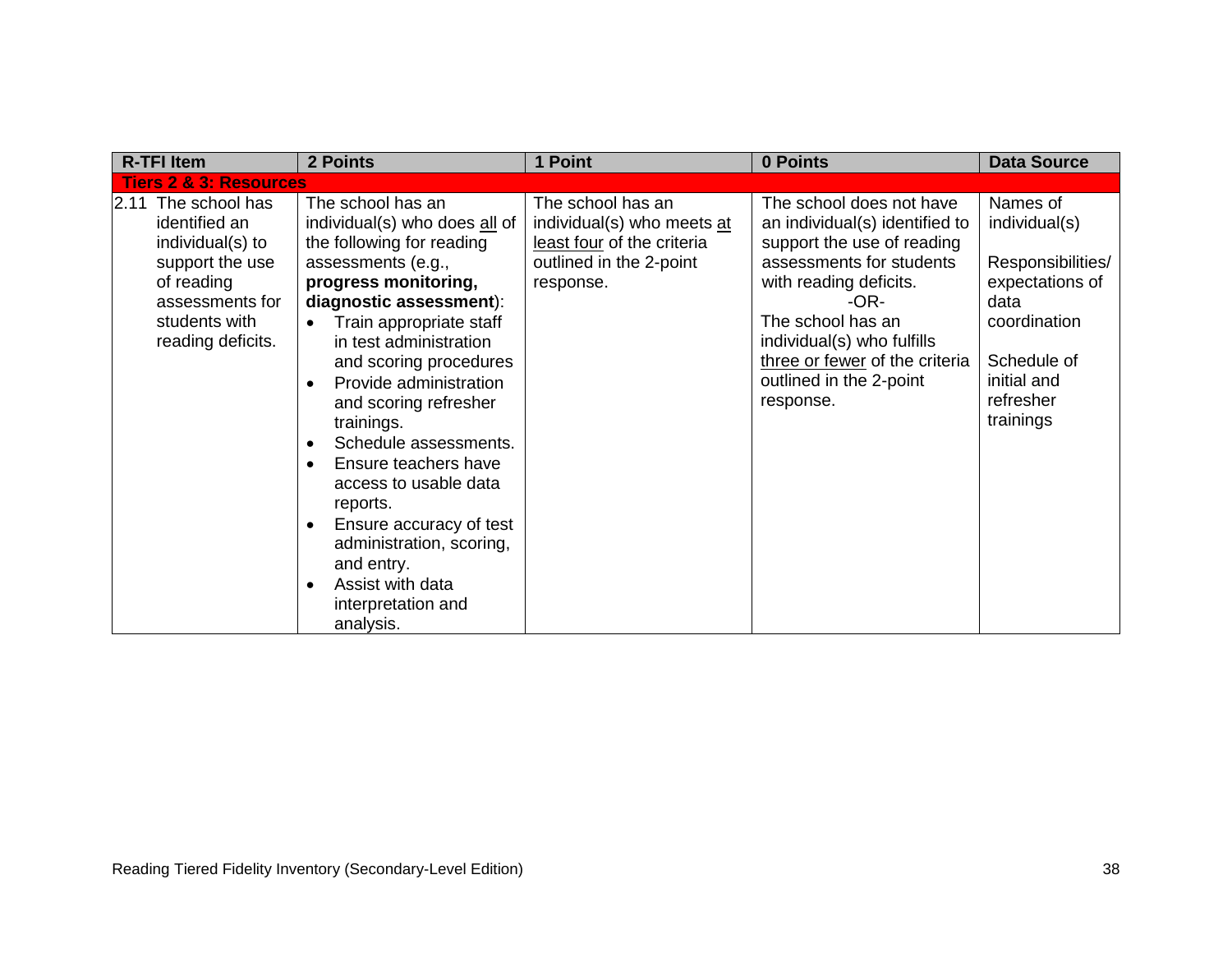| R-TFI Item | 2 Points | 1 Point | 0 Points | Data Source |
|---|---|---|---|---|
| **Tiers 2 & 3: Resources** | | | | |
| 2.11 The school has identified an individual(s) to support the use of reading assessments for students with reading deficits. | The school has an individual(s) who does <u>all</u> of the following for reading assessments (e.g., **progress monitoring, diagnostic assessment**):<br>• Train appropriate staff in test administration and scoring procedures<br>• Provide administration and scoring refresher trainings.<br>• Schedule assessments.<br>• Ensure teachers have access to usable data reports.<br>• Ensure accuracy of test administration, scoring, and entry.<br>• Assist with data interpretation and analysis. | The school has an individual(s) who meets <u>at least four</u> of the criteria outlined in the 2-point response. | The school does not have an individual(s) identified to support the use of reading assessments for students with reading deficits.<br>-OR-<br>The school has an individual(s) who fulfills <u>three or fewer</u> of the criteria outlined in the 2-point response. | Names of individual(s)<br><br>Responsibilities/ expectations of data coordination<br><br>Schedule of initial and refresher trainings |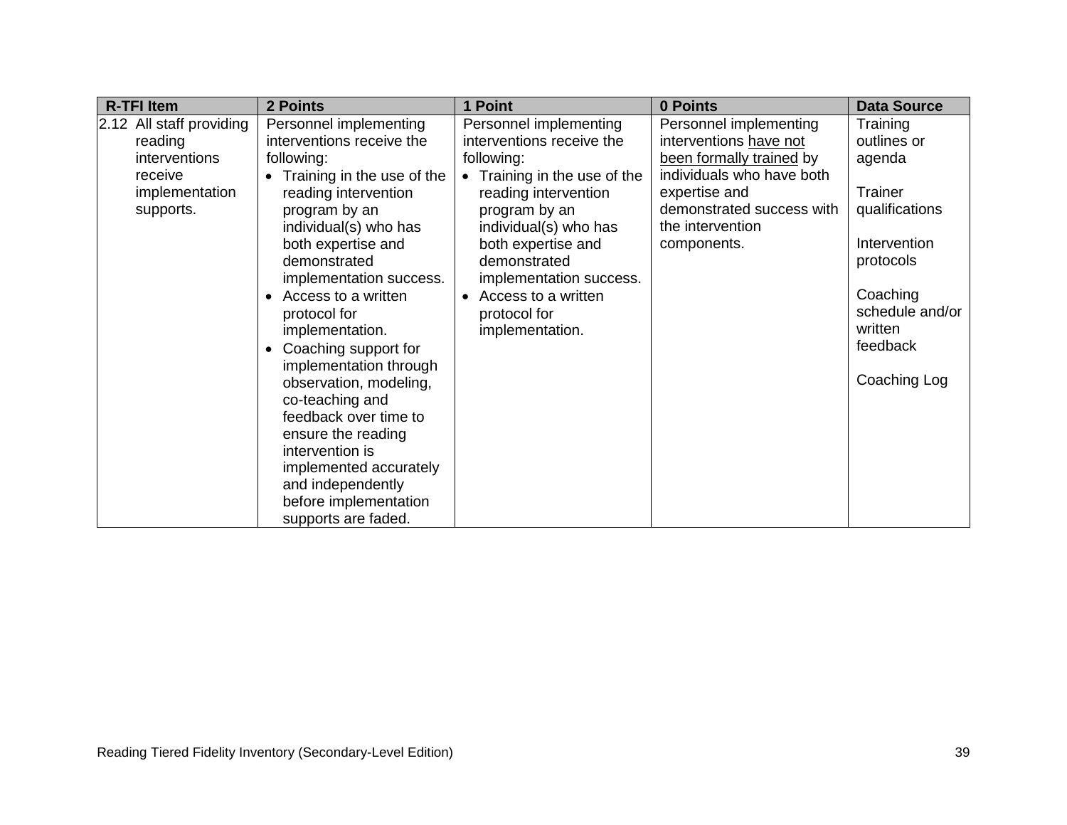| R-TFI Item | 2 Points | 1 Point | 0 Points | Data Source |
|---|---|---|---|---|
| 2.12 All staff providing reading interventions receive implementation supports. | Personnel implementing interventions receive the following:<br>• Training in the use of the reading intervention program by an individual(s) who has both expertise and demonstrated implementation success.<br>• Access to a written protocol for implementation.<br>• Coaching support for implementation through observation, modeling, co-teaching and feedback over time to ensure the reading intervention is implemented accurately and independently before implementation supports are faded. | Personnel implementing interventions receive the following:<br>• Training in the use of the reading intervention program by an individual(s) who has both expertise and demonstrated implementation success.<br>• Access to a written protocol for implementation. | Personnel implementing interventions <u>have not been formally trained</u> by individuals who have both expertise and demonstrated success with the intervention components. | Training outlines or agenda<br><br>Trainer qualifications<br><br>Intervention protocols<br><br>Coaching schedule and/or written feedback<br><br>Coaching Log |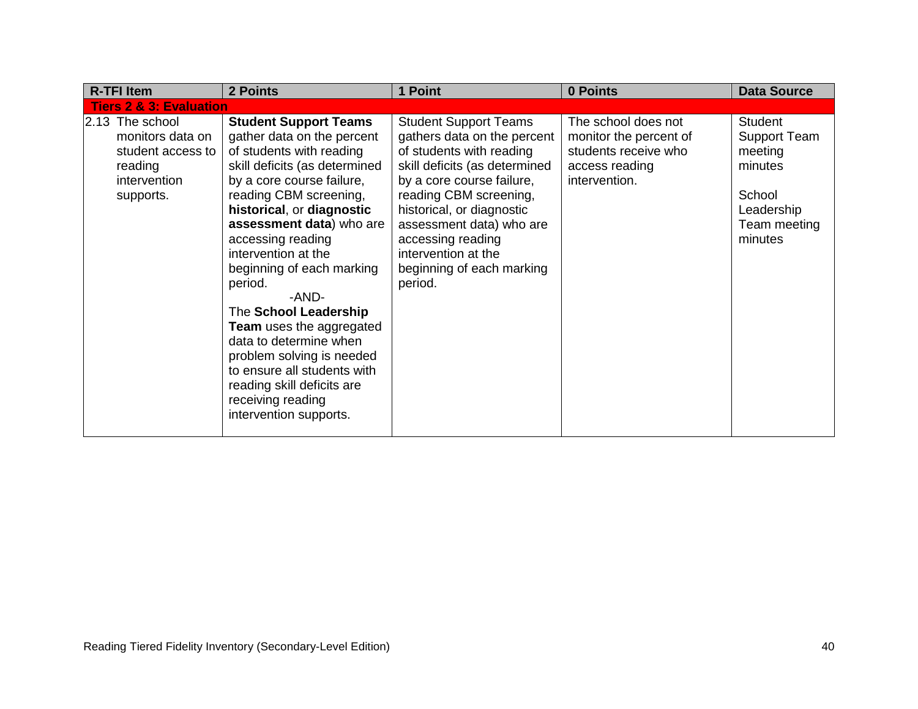| R-TFI Item | 2 Points | 1 Point | 0 Points | Data Source |
|---|---|---|---|---|
| **Tiers 2 & 3: Evaluation** | | | | |
| 2.13 The school monitors data on student access to reading intervention supports. | **Student Support Teams** gather data on the percent of students with reading skill deficits (as determined by a core course failure, reading CBM screening, **historical**, or **diagnostic assessment data**) who are accessing reading intervention at the beginning of each marking period. -AND- The **School Leadership Team** uses the aggregated data to determine when problem solving is needed to ensure all students with reading skill deficits are receiving reading intervention supports. | Student Support Teams gathers data on the percent of students with reading skill deficits (as determined by a core course failure, reading CBM screening, historical, or diagnostic assessment data) who are accessing reading intervention at the beginning of each marking period. | The school does not monitor the percent of students receive who access reading intervention. | Student Support Team meeting minutes<br><br>School Leadership Team meeting minutes |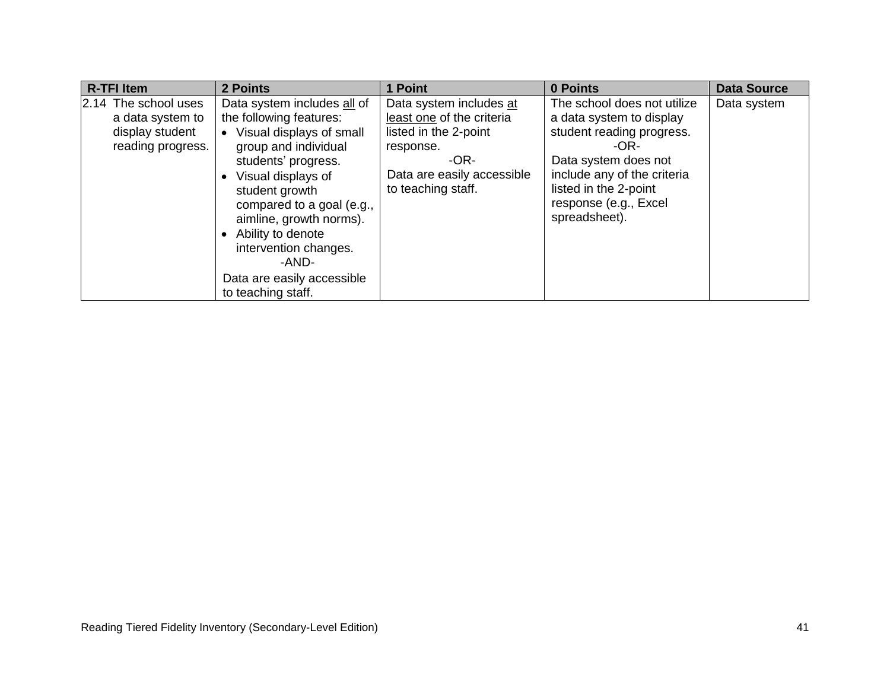| R-TFI Item | 2 Points | 1 Point | 0 Points | Data Source |
|---|---|---|---|---|
| 2.14 The school uses a data system to display student reading progress. | Data system includes all of the following features:<br>• Visual displays of small group and individual students' progress.<br>• Visual displays of student growth compared to a goal (e.g., aimline, growth norms).<br>• Ability to denote intervention changes.<br>-AND-<br>Data are easily accessible to teaching staff. | Data system includes at least one of the criteria listed in the 2-point response.<br>-OR-<br>Data are easily accessible to teaching staff. | The school does not utilize a data system to display student reading progress.<br>-OR-<br>Data system does not include any of the criteria listed in the 2-point response (e.g., Excel spreadsheet). | Data system |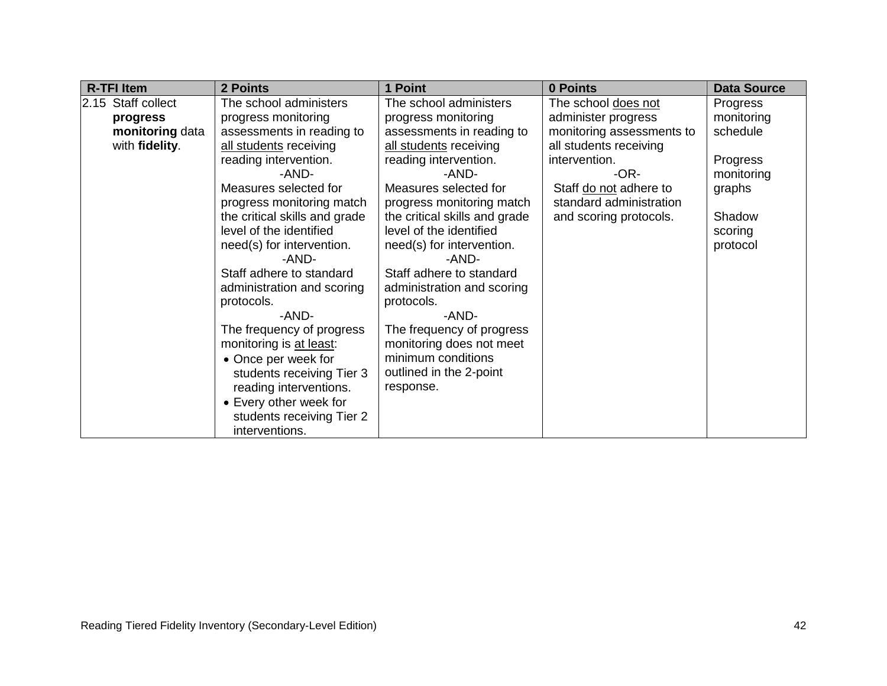| R-TFI Item | 2 Points | 1 Point | 0 Points | Data Source |
|---|---|---|---|---|
| 2.15 Staff collect **progress monitoring** data with **fidelity**. | The school administers progress monitoring assessments in reading to all students receiving reading intervention.<br>-AND-<br>Measures selected for progress monitoring match the critical skills and grade level of the identified need(s) for intervention.<br>-AND-<br>Staff adhere to standard administration and scoring protocols.<br>-AND-<br>The frequency of progress monitoring is at least:<br>• Once per week for students receiving Tier 3 reading interventions.<br>• Every other week for students receiving Tier 2 interventions. | The school administers progress monitoring assessments in reading to all students receiving reading intervention.<br>-AND-<br>Measures selected for progress monitoring match the critical skills and grade level of the identified need(s) for intervention.<br>-AND-<br>Staff adhere to standard administration and scoring protocols.<br>-AND-<br>The frequency of progress monitoring does not meet minimum conditions outlined in the 2-point response. | The school does not administer progress monitoring assessments to all students receiving intervention.<br>-OR-<br>Staff do not adhere to standard administration and scoring protocols. | Progress monitoring schedule<br><br>Progress monitoring graphs<br><br>Shadow scoring protocol |

Reading Tiered Fidelity Inventory (Secondary-Level Edition)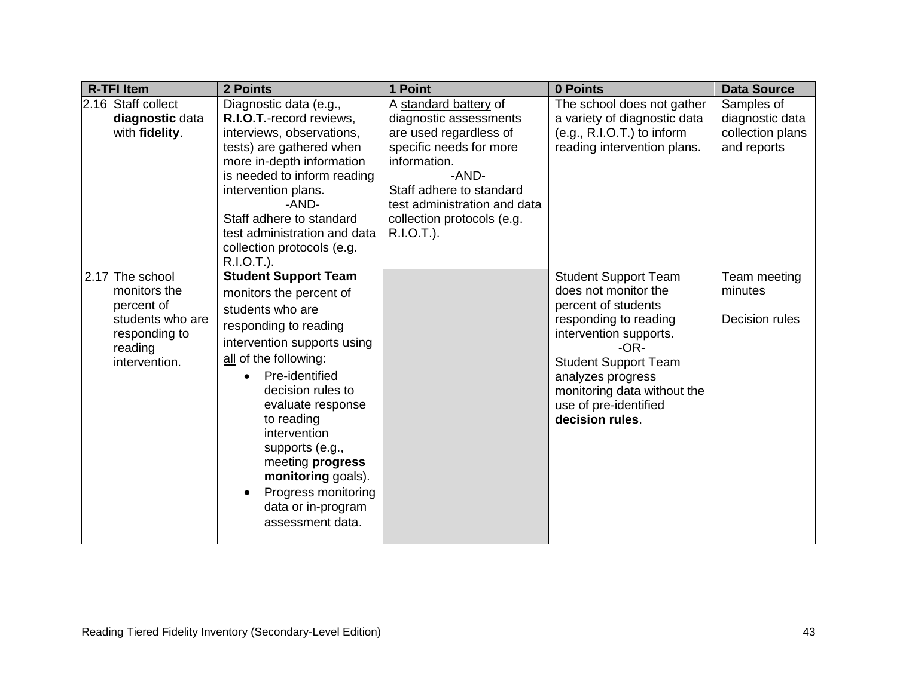| R-TFI Item | 2 Points | 1 Point | 0 Points | Data Source |
|---|---|---|---|---|
| 2.16 Staff collect **diagnostic** data with **fidelity**. | Diagnostic data (e.g., **R.I.O.T.**-record reviews, interviews, observations, tests) are gathered when more in-depth information is needed to inform reading intervention plans. <br>-AND-<br> Staff adhere to standard test administration and data collection protocols (e.g. R.I.O.T.). | A <u>standard battery</u> of diagnostic assessments are used regardless of specific needs for more information. <br>-AND-<br> Staff adhere to standard test administration and data collection protocols (e.g. R.I.O.T.). | The school does not gather a variety of diagnostic data (e.g., R.I.O.T.) to inform reading intervention plans. | Samples of diagnostic data collection plans and reports |
| 2.17 The school monitors the percent of students who are responding to reading intervention. | **Student Support Team** monitors the percent of students who are responding to reading intervention supports using <u>all</u> of the following: <br>• Pre-identified decision rules to evaluate response to reading intervention supports (e.g., meeting **progress monitoring** goals). <br>• Progress monitoring data or in-program assessment data. | | Student Support Team does not monitor the percent of students responding to reading intervention supports. <br>-OR-<br> Student Support Team analyzes progress monitoring data without the use of pre-identified **decision rules**. | Team meeting minutes <br><br> Decision rules |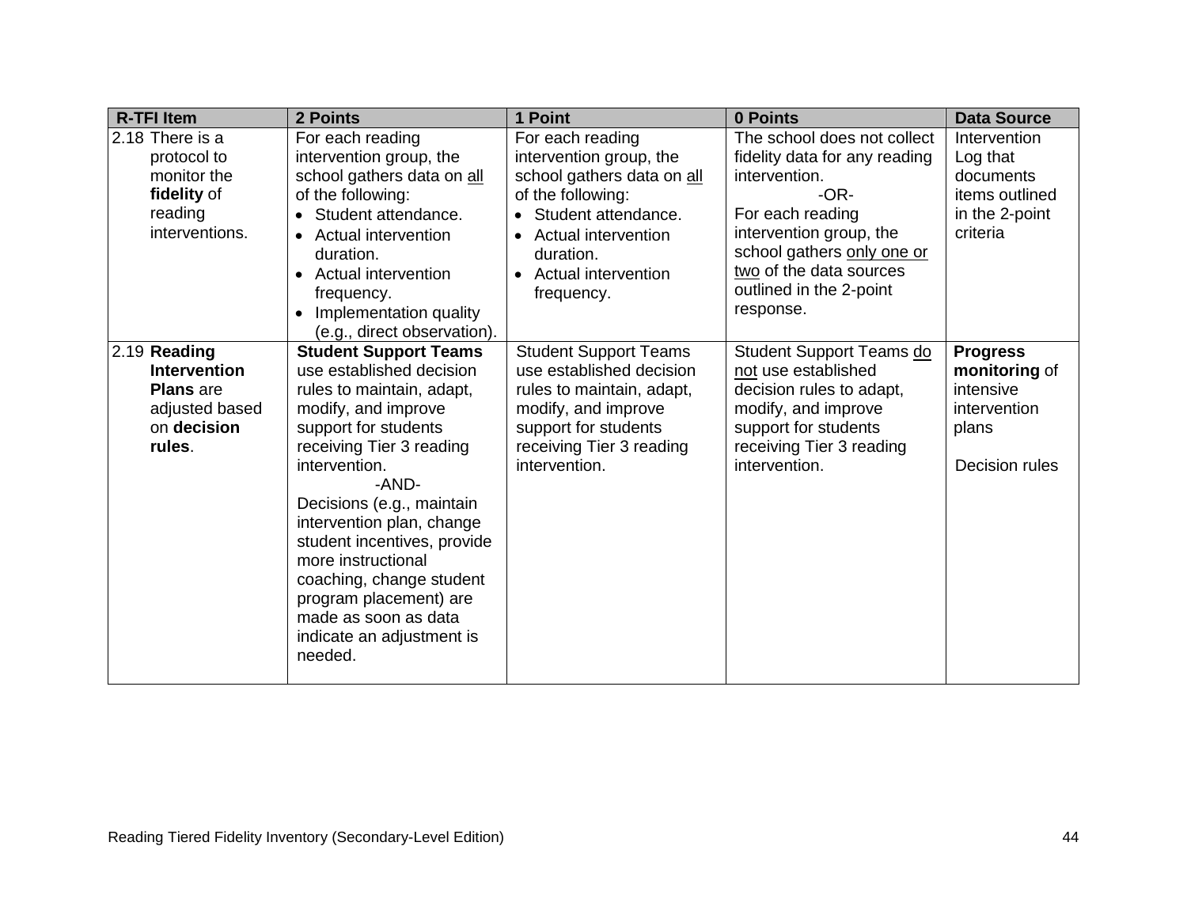| R-TFI Item | 2 Points | 1 Point | 0 Points | Data Source |
|---|---|---|---|---|
| 2.18 There is a protocol to monitor the **fidelity** of reading interventions. | For each reading intervention group, the school gathers data on <u>all</u> of the following:<br>• Student attendance.<br>• Actual intervention duration.<br>• Actual intervention frequency.<br>• Implementation quality (e.g., direct observation). | For each reading intervention group, the school gathers data on <u>all</u> of the following:<br>• Student attendance.<br>• Actual intervention duration.<br>• Actual intervention frequency. | The school does not collect fidelity data for any reading intervention.<br>-OR-<br>For each reading intervention group, the school gathers <u>only one or two</u> of the data sources outlined in the 2-point response. | Intervention Log that documents items outlined in the 2-point criteria |
| 2.19 **Reading Intervention Plans** are adjusted based on **decision rules**. | **Student Support Teams** use established decision rules to maintain, adapt, modify, and improve support for students receiving Tier 3 reading intervention.<br>-AND-<br>Decisions (e.g., maintain intervention plan, change student incentives, provide more instructional coaching, change student program placement) are made as soon as data indicate an adjustment is needed. | Student Support Teams use established decision rules to maintain, adapt, modify, and improve support for students receiving Tier 3 reading intervention. | Student Support Teams <u>do not</u> use established decision rules to adapt, modify, and improve support for students receiving Tier 3 reading intervention. | **Progress monitoring** of intensive intervention plans<br><br>Decision rules |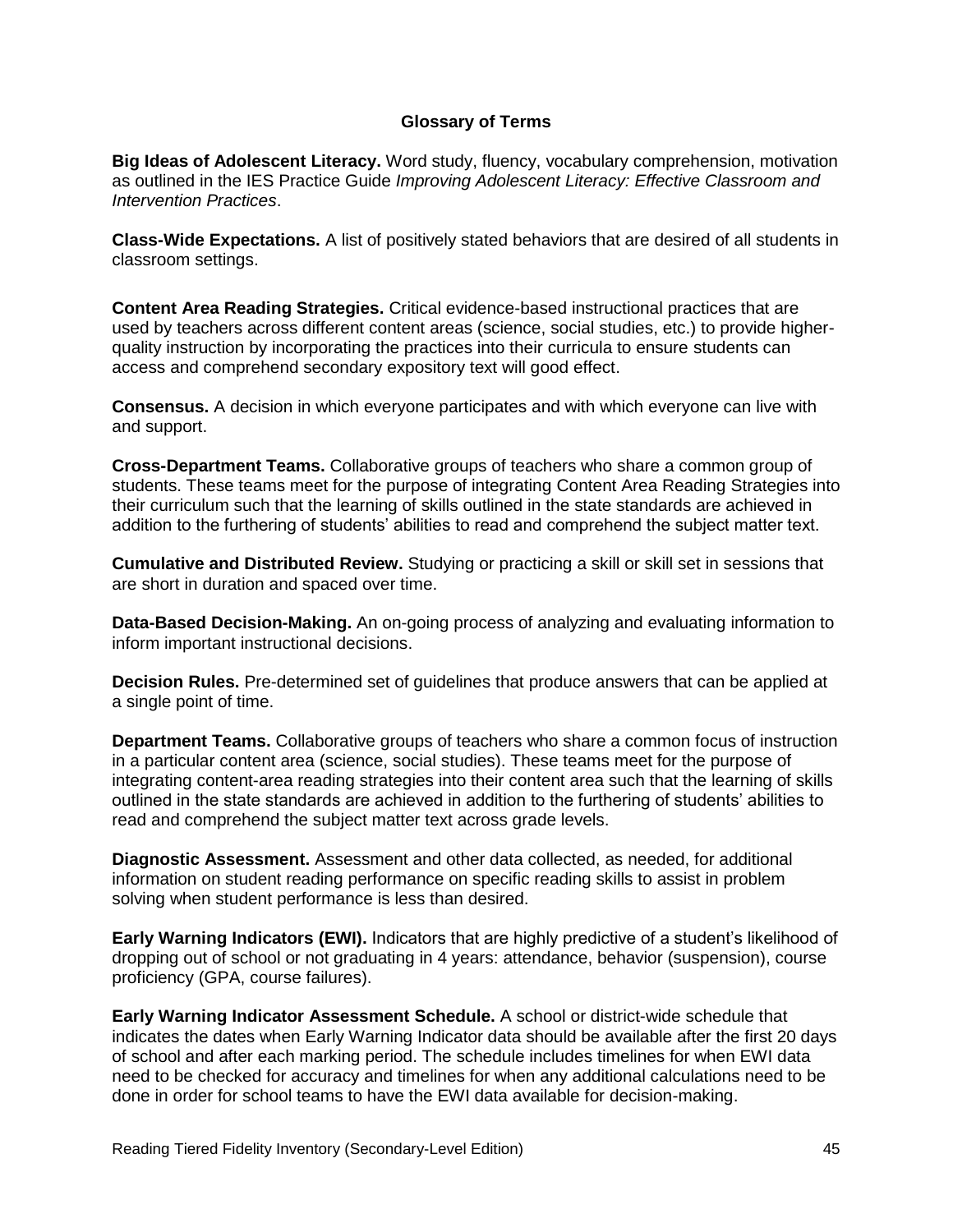## Glossary of Terms

**Big Ideas of Adolescent Literacy.** Word study, fluency, vocabulary comprehension, motivation as outlined in the IES Practice Guide *Improving Adolescent Literacy: Effective Classroom and Intervention Practices*.

**Class-Wide Expectations.** A list of positively stated behaviors that are desired of all students in classroom settings.

**Content Area Reading Strategies.** Critical evidence-based instructional practices that are used by teachers across different content areas (science, social studies, etc.) to provide higher-quality instruction by incorporating the practices into their curricula to ensure students can access and comprehend secondary expository text will good effect.

**Consensus.** A decision in which everyone participates and with which everyone can live with and support.

**Cross-Department Teams.** Collaborative groups of teachers who share a common group of students. These teams meet for the purpose of integrating Content Area Reading Strategies into their curriculum such that the learning of skills outlined in the state standards are achieved in addition to the furthering of students' abilities to read and comprehend the subject matter text.

**Cumulative and Distributed Review.** Studying or practicing a skill or skill set in sessions that are short in duration and spaced over time.

**Data-Based Decision-Making.** An on-going process of analyzing and evaluating information to inform important instructional decisions.

**Decision Rules.** Pre-determined set of guidelines that produce answers that can be applied at a single point of time.

**Department Teams.** Collaborative groups of teachers who share a common focus of instruction in a particular content area (science, social studies). These teams meet for the purpose of integrating content-area reading strategies into their content area such that the learning of skills outlined in the state standards are achieved in addition to the furthering of students' abilities to read and comprehend the subject matter text across grade levels.

**Diagnostic Assessment.** Assessment and other data collected, as needed, for additional information on student reading performance on specific reading skills to assist in problem solving when student performance is less than desired.

**Early Warning Indicators (EWI).** Indicators that are highly predictive of a student's likelihood of dropping out of school or not graduating in 4 years: attendance, behavior (suspension), course proficiency (GPA, course failures).

**Early Warning Indicator Assessment Schedule.** A school or district-wide schedule that indicates the dates when Early Warning Indicator data should be available after the first 20 days of school and after each marking period. The schedule includes timelines for when EWI data need to be checked for accuracy and timelines for when any additional calculations need to be done in order for school teams to have the EWI data available for decision-making.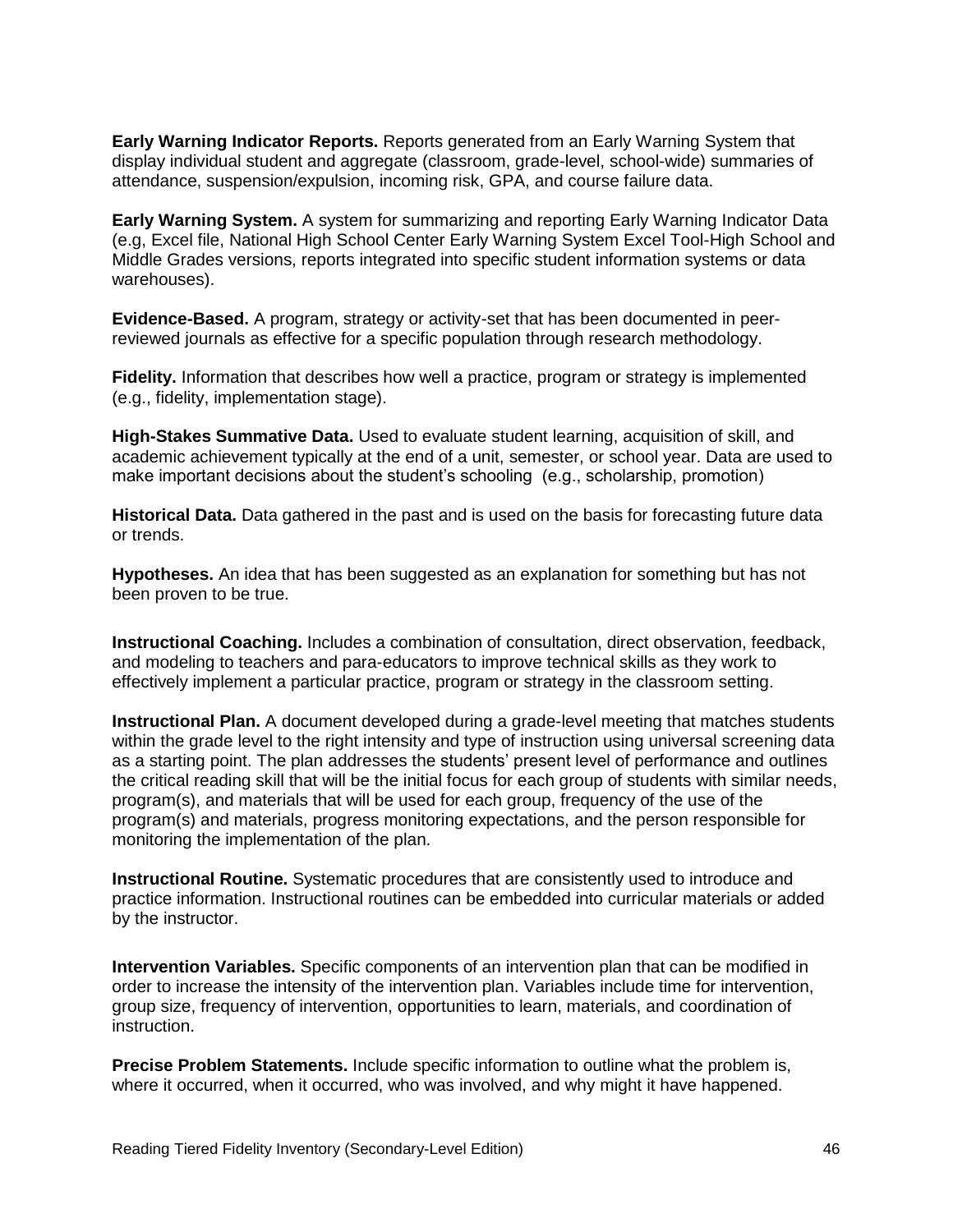**Early Warning Indicator Reports.** Reports generated from an Early Warning System that display individual student and aggregate (classroom, grade-level, school-wide) summaries of attendance, suspension/expulsion, incoming risk, GPA, and course failure data.

**Early Warning System.** A system for summarizing and reporting Early Warning Indicator Data (e.g, Excel file, National High School Center Early Warning System Excel Tool-High School and Middle Grades versions, reports integrated into specific student information systems or data warehouses).

**Evidence-Based.** A program, strategy or activity-set that has been documented in peer-reviewed journals as effective for a specific population through research methodology.

**Fidelity.** Information that describes how well a practice, program or strategy is implemented (e.g., fidelity, implementation stage).

**High-Stakes Summative Data.** Used to evaluate student learning, acquisition of skill, and academic achievement typically at the end of a unit, semester, or school year. Data are used to make important decisions about the student's schooling (e.g., scholarship, promotion)

**Historical Data.** Data gathered in the past and is used on the basis for forecasting future data or trends.

**Hypotheses.** An idea that has been suggested as an explanation for something but has not been proven to be true.

**Instructional Coaching.** Includes a combination of consultation, direct observation, feedback, and modeling to teachers and para-educators to improve technical skills as they work to effectively implement a particular practice, program or strategy in the classroom setting.

**Instructional Plan.** A document developed during a grade-level meeting that matches students within the grade level to the right intensity and type of instruction using universal screening data as a starting point. The plan addresses the students' present level of performance and outlines the critical reading skill that will be the initial focus for each group of students with similar needs, program(s), and materials that will be used for each group, frequency of the use of the program(s) and materials, progress monitoring expectations, and the person responsible for monitoring the implementation of the plan.

**Instructional Routine.** Systematic procedures that are consistently used to introduce and practice information. Instructional routines can be embedded into curricular materials or added by the instructor.

**Intervention Variables.** Specific components of an intervention plan that can be modified in order to increase the intensity of the intervention plan. Variables include time for intervention, group size, frequency of intervention, opportunities to learn, materials, and coordination of instruction.

**Precise Problem Statements.** Include specific information to outline what the problem is, where it occurred, when it occurred, who was involved, and why might it have happened.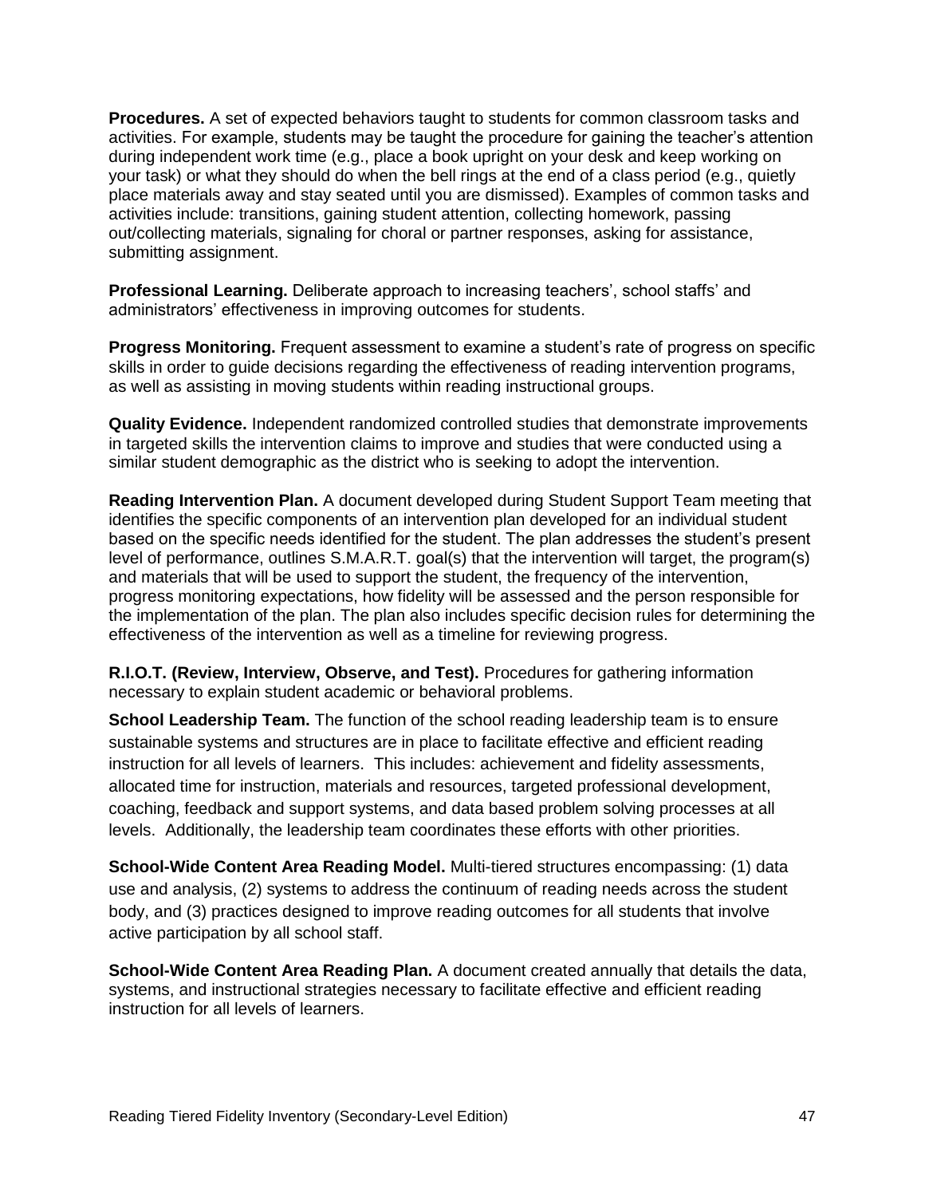**Procedures.** A set of expected behaviors taught to students for common classroom tasks and activities. For example, students may be taught the procedure for gaining the teacher's attention during independent work time (e.g., place a book upright on your desk and keep working on your task) or what they should do when the bell rings at the end of a class period (e.g., quietly place materials away and stay seated until you are dismissed). Examples of common tasks and activities include: transitions, gaining student attention, collecting homework, passing out/collecting materials, signaling for choral or partner responses, asking for assistance, submitting assignment.

**Professional Learning.** Deliberate approach to increasing teachers', school staffs' and administrators' effectiveness in improving outcomes for students.

**Progress Monitoring.** Frequent assessment to examine a student's rate of progress on specific skills in order to guide decisions regarding the effectiveness of reading intervention programs, as well as assisting in moving students within reading instructional groups.

**Quality Evidence.** Independent randomized controlled studies that demonstrate improvements in targeted skills the intervention claims to improve and studies that were conducted using a similar student demographic as the district who is seeking to adopt the intervention.

**Reading Intervention Plan.** A document developed during Student Support Team meeting that identifies the specific components of an intervention plan developed for an individual student based on the specific needs identified for the student. The plan addresses the student's present level of performance, outlines S.M.A.R.T. goal(s) that the intervention will target, the program(s) and materials that will be used to support the student, the frequency of the intervention, progress monitoring expectations, how fidelity will be assessed and the person responsible for the implementation of the plan. The plan also includes specific decision rules for determining the effectiveness of the intervention as well as a timeline for reviewing progress.

**R.I.O.T. (Review, Interview, Observe, and Test).** Procedures for gathering information necessary to explain student academic or behavioral problems.

**School Leadership Team.** The function of the school reading leadership team is to ensure sustainable systems and structures are in place to facilitate effective and efficient reading instruction for all levels of learners. This includes: achievement and fidelity assessments, allocated time for instruction, materials and resources, targeted professional development, coaching, feedback and support systems, and data based problem solving processes at all levels. Additionally, the leadership team coordinates these efforts with other priorities.

**School-Wide Content Area Reading Model.** Multi-tiered structures encompassing: (1) data use and analysis, (2) systems to address the continuum of reading needs across the student body, and (3) practices designed to improve reading outcomes for all students that involve active participation by all school staff.

**School-Wide Content Area Reading Plan.** A document created annually that details the data, systems, and instructional strategies necessary to facilitate effective and efficient reading instruction for all levels of learners.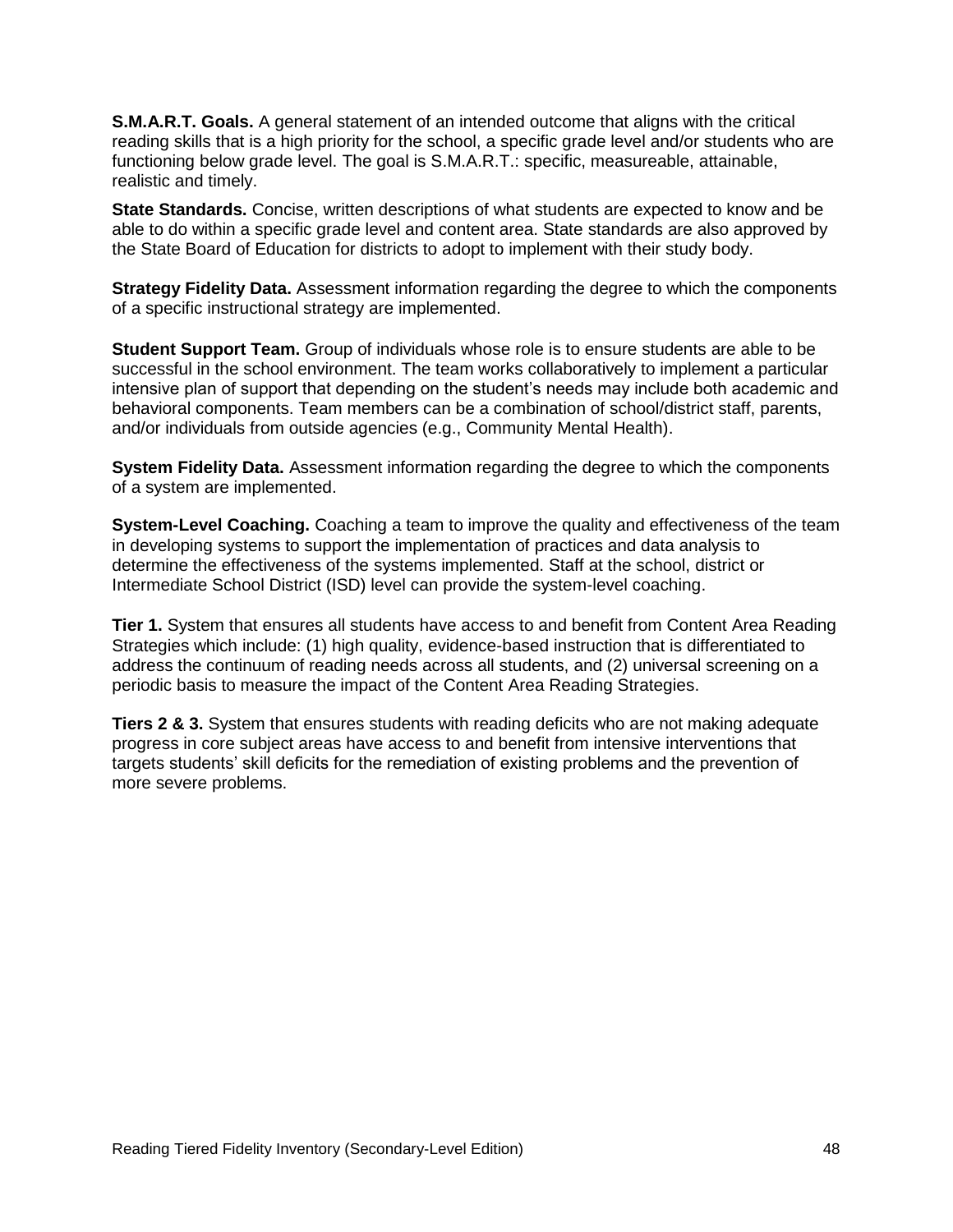**S.M.A.R.T. Goals.** A general statement of an intended outcome that aligns with the critical reading skills that is a high priority for the school, a specific grade level and/or students who are functioning below grade level. The goal is S.M.A.R.T.: specific, measureable, attainable, realistic and timely.

**State Standards.** Concise, written descriptions of what students are expected to know and be able to do within a specific grade level and content area. State standards are also approved by the State Board of Education for districts to adopt to implement with their study body.

**Strategy Fidelity Data.** Assessment information regarding the degree to which the components of a specific instructional strategy are implemented.

**Student Support Team.** Group of individuals whose role is to ensure students are able to be successful in the school environment. The team works collaboratively to implement a particular intensive plan of support that depending on the student's needs may include both academic and behavioral components. Team members can be a combination of school/district staff, parents, and/or individuals from outside agencies (e.g., Community Mental Health).

**System Fidelity Data.** Assessment information regarding the degree to which the components of a system are implemented.

**System-Level Coaching.** Coaching a team to improve the quality and effectiveness of the team in developing systems to support the implementation of practices and data analysis to determine the effectiveness of the systems implemented. Staff at the school, district or Intermediate School District (ISD) level can provide the system-level coaching.

**Tier 1.** System that ensures all students have access to and benefit from Content Area Reading Strategies which include: (1) high quality, evidence-based instruction that is differentiated to address the continuum of reading needs across all students, and (2) universal screening on a periodic basis to measure the impact of the Content Area Reading Strategies.

**Tiers 2 & 3.** System that ensures students with reading deficits who are not making adequate progress in core subject areas have access to and benefit from intensive interventions that targets students' skill deficits for the remediation of existing problems and the prevention of more severe problems.